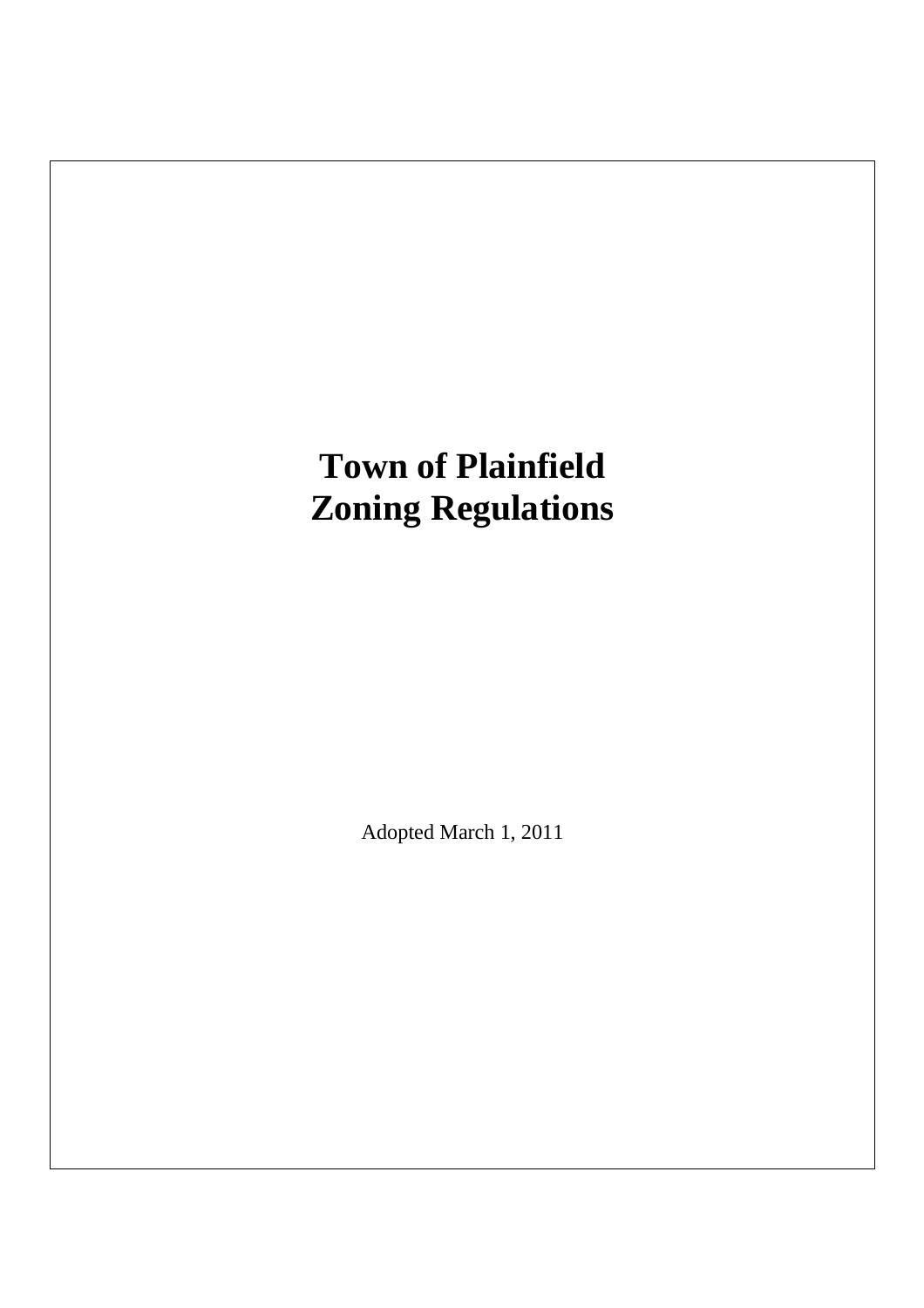# Town of Plainfield
# Zoning Regulations

Adopted March 1, 2011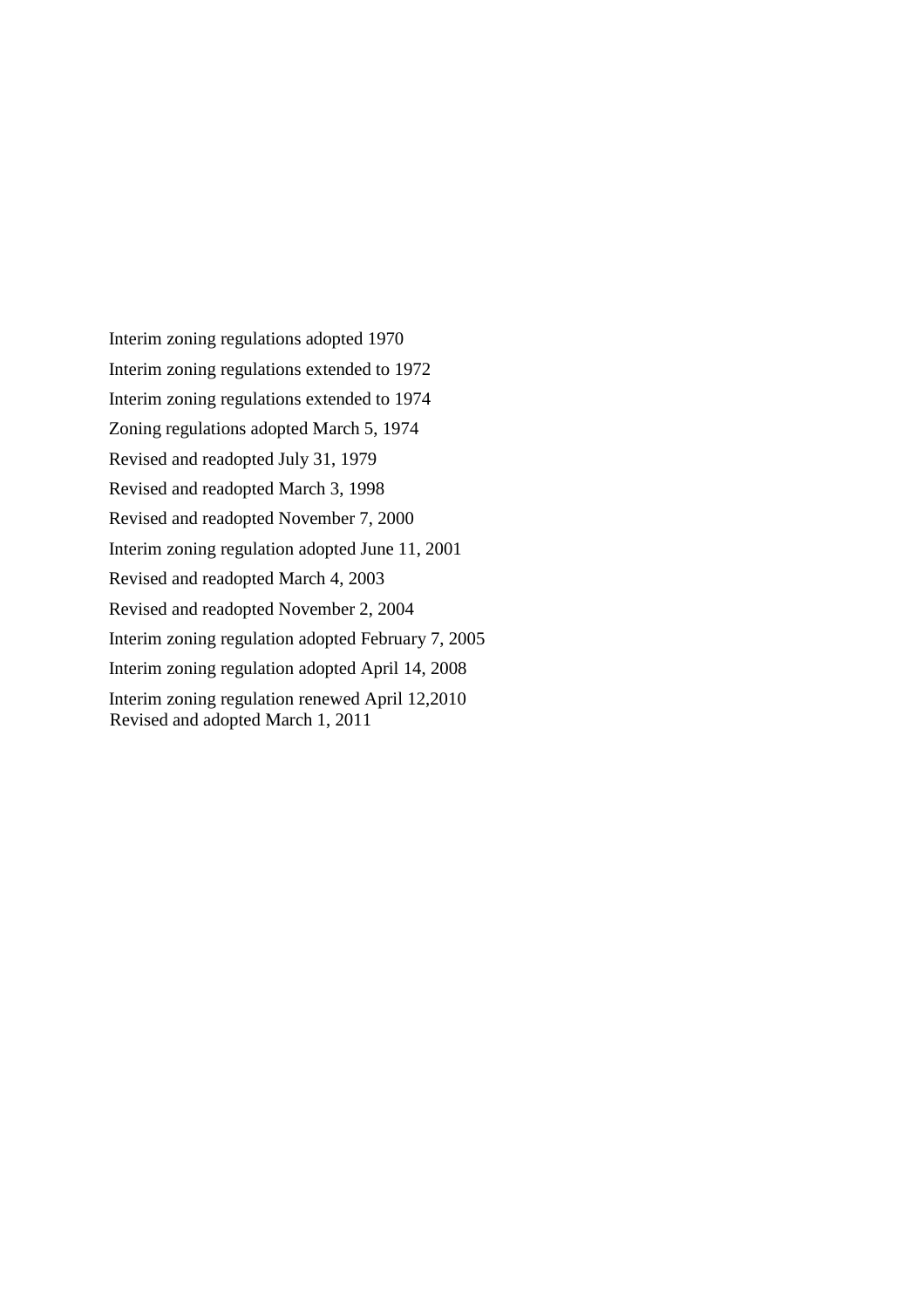Interim zoning regulations adopted 1970

Interim zoning regulations extended to 1972

Interim zoning regulations extended to 1974

Zoning regulations adopted March 5, 1974

Revised and readopted July 31, 1979

Revised and readopted March 3, 1998

Revised and readopted November 7, 2000

Interim zoning regulation adopted June 11, 2001

Revised and readopted March 4, 2003

Revised and readopted November 2, 2004

Interim zoning regulation adopted February 7, 2005

Interim zoning regulation adopted April 14, 2008

Interim zoning regulation renewed April 12,2010

Revised and adopted March 1, 2011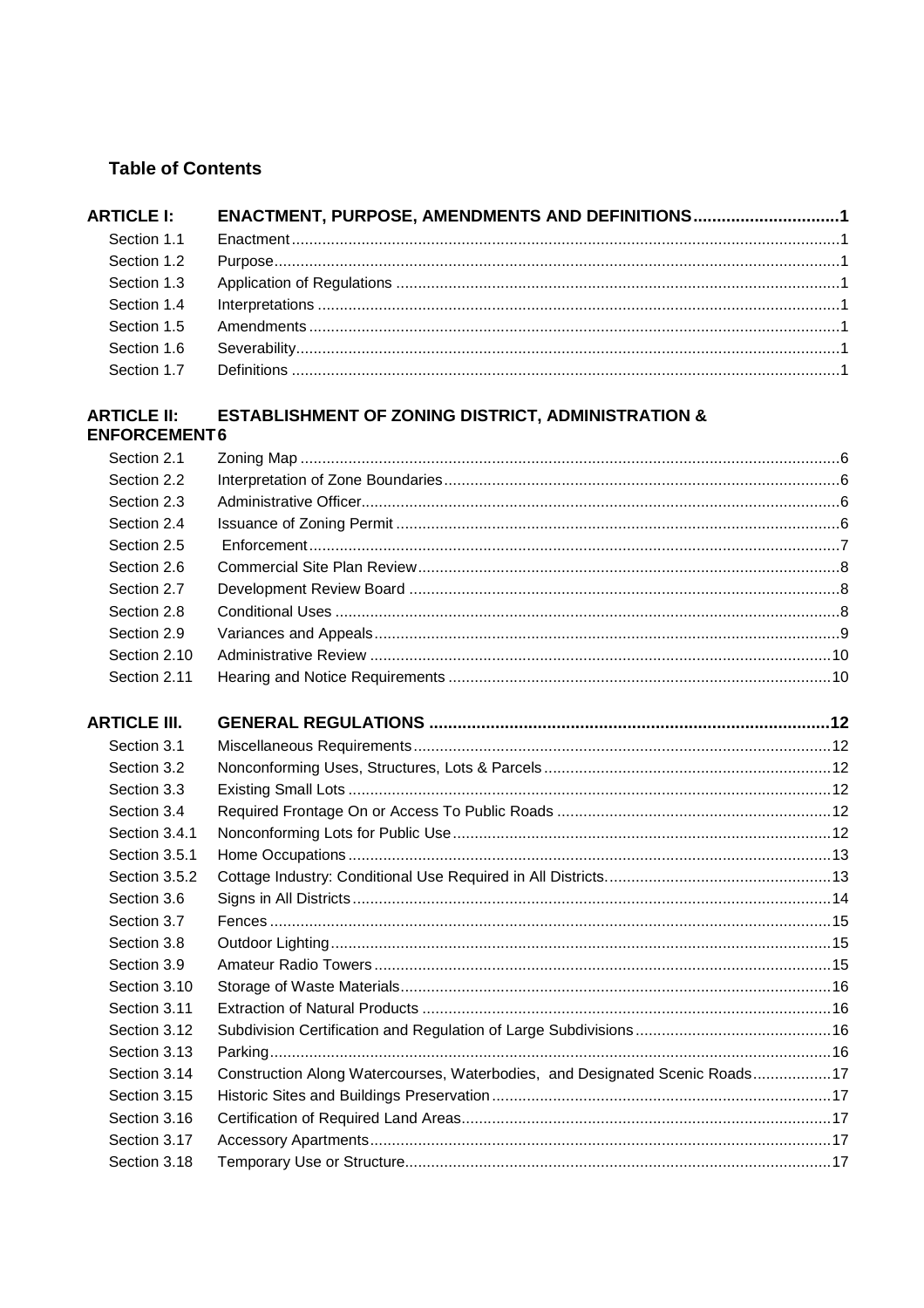## Table of Contents

| | | |
|---|---|---|
| **ARTICLE I:** | **ENACTMENT, PURPOSE, AMENDMENTS AND DEFINITIONS** | **1** |
| Section 1.1 | Enactment | 1 |
| Section 1.2 | Purpose | 1 |
| Section 1.3 | Application of Regulations | 1 |
| Section 1.4 | Interpretations | 1 |
| Section 1.5 | Amendments | 1 |
| Section 1.6 | Severability | 1 |
| Section 1.7 | Definitions | 1 |
| **ARTICLE II:** | **ESTABLISHMENT OF ZONING DISTRICT, ADMINISTRATION & ENFORCEMENT** | **6** |
| Section 2.1 | Zoning Map | 6 |
| Section 2.2 | Interpretation of Zone Boundaries | 6 |
| Section 2.3 | Administrative Officer | 6 |
| Section 2.4 | Issuance of Zoning Permit | 6 |
| Section 2.5 | Enforcement | 7 |
| Section 2.6 | Commercial Site Plan Review | 8 |
| Section 2.7 | Development Review Board | 8 |
| Section 2.8 | Conditional Uses | 8 |
| Section 2.9 | Variances and Appeals | 9 |
| Section 2.10 | Administrative Review | 10 |
| Section 2.11 | Hearing and Notice Requirements | 10 |
| **ARTICLE III.** | **GENERAL REGULATIONS** | **12** |
| Section 3.1 | Miscellaneous Requirements | 12 |
| Section 3.2 | Nonconforming Uses, Structures, Lots & Parcels | 12 |
| Section 3.3 | Existing Small Lots | 12 |
| Section 3.4 | Required Frontage On or Access To Public Roads | 12 |
| Section 3.4.1 | Nonconforming Lots for Public Use | 12 |
| Section 3.5.1 | Home Occupations | 13 |
| Section 3.5.2 | Cottage Industry: Conditional Use Required in All Districts. | 13 |
| Section 3.6 | Signs in All Districts | 14 |
| Section 3.7 | Fences | 15 |
| Section 3.8 | Outdoor Lighting | 15 |
| Section 3.9 | Amateur Radio Towers | 15 |
| Section 3.10 | Storage of Waste Materials | 16 |
| Section 3.11 | Extraction of Natural Products | 16 |
| Section 3.12 | Subdivision Certification and Regulation of Large Subdivisions | 16 |
| Section 3.13 | Parking | 16 |
| Section 3.14 | Construction Along Watercourses, Waterbodies, and Designated Scenic Roads | 17 |
| Section 3.15 | Historic Sites and Buildings Preservation | 17 |
| Section 3.16 | Certification of Required Land Areas | 17 |
| Section 3.17 | Accessory Apartments | 17 |
| Section 3.18 | Temporary Use or Structure | 17 |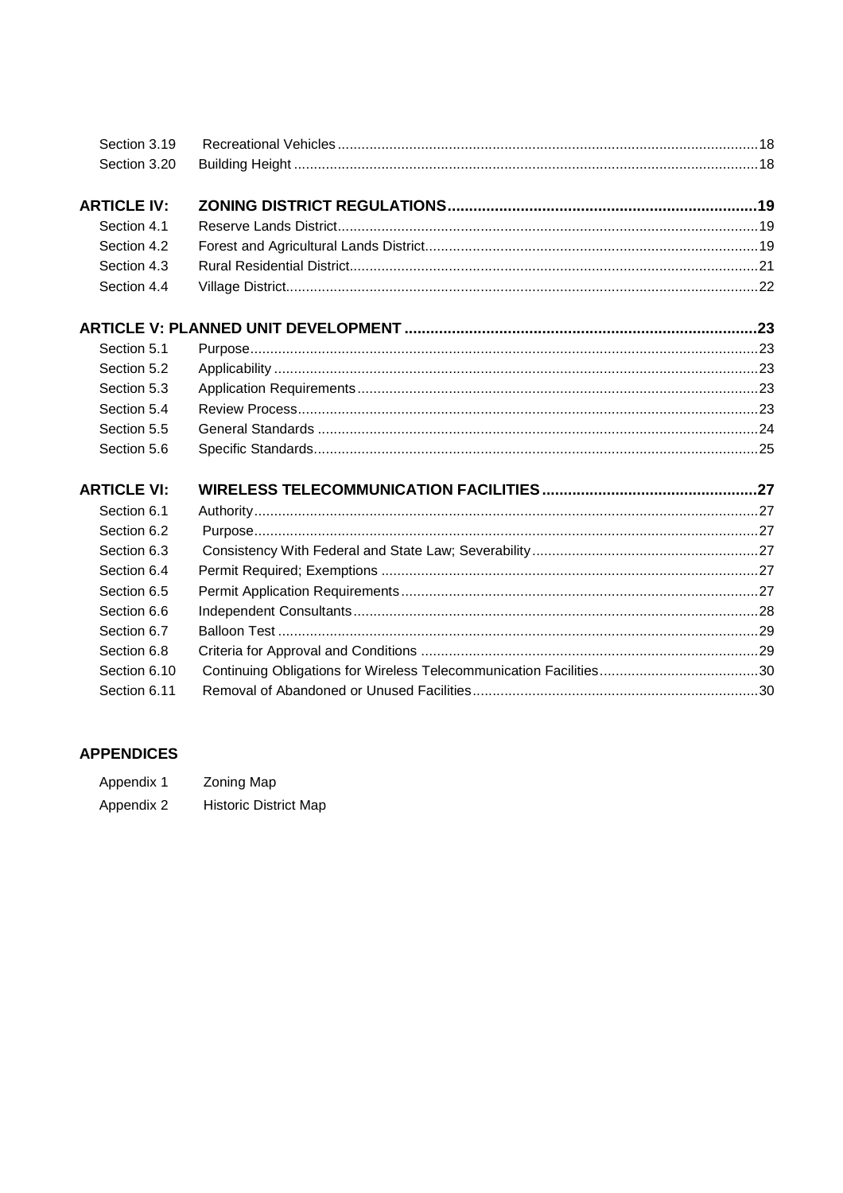| | | |
|---|---|---|
| Section 3.19 | Recreational Vehicles | 18 |
| Section 3.20 | Building Height | 18 |
| **ARTICLE IV:** | **ZONING DISTRICT REGULATIONS** | **19** |
| Section 4.1 | Reserve Lands District | 19 |
| Section 4.2 | Forest and Agricultural Lands District | 19 |
| Section 4.3 | Rural Residential District | 21 |
| Section 4.4 | Village District | 22 |
| **ARTICLE V: PLANNED UNIT DEVELOPMENT** | | **23** |
| Section 5.1 | Purpose | 23 |
| Section 5.2 | Applicability | 23 |
| Section 5.3 | Application Requirements | 23 |
| Section 5.4 | Review Process | 23 |
| Section 5.5 | General Standards | 24 |
| Section 5.6 | Specific Standards | 25 |
| **ARTICLE VI:** | **WIRELESS TELECOMMUNICATION FACILITIES** | **27** |
| Section 6.1 | Authority | 27 |
| Section 6.2 | Purpose | 27 |
| Section 6.3 | Consistency With Federal and State Law; Severability | 27 |
| Section 6.4 | Permit Required; Exemptions | 27 |
| Section 6.5 | Permit Application Requirements | 27 |
| Section 6.6 | Independent Consultants | 28 |
| Section 6.7 | Balloon Test | 29 |
| Section 6.8 | Criteria for Approval and Conditions | 29 |
| Section 6.10 | Continuing Obligations for Wireless Telecommunication Facilities | 30 |
| Section 6.11 | Removal of Abandoned or Unused Facilities | 30 |

**APPENDICES**

| | |
|---|---|
| Appendix 1 | Zoning Map |
| Appendix 2 | Historic District Map |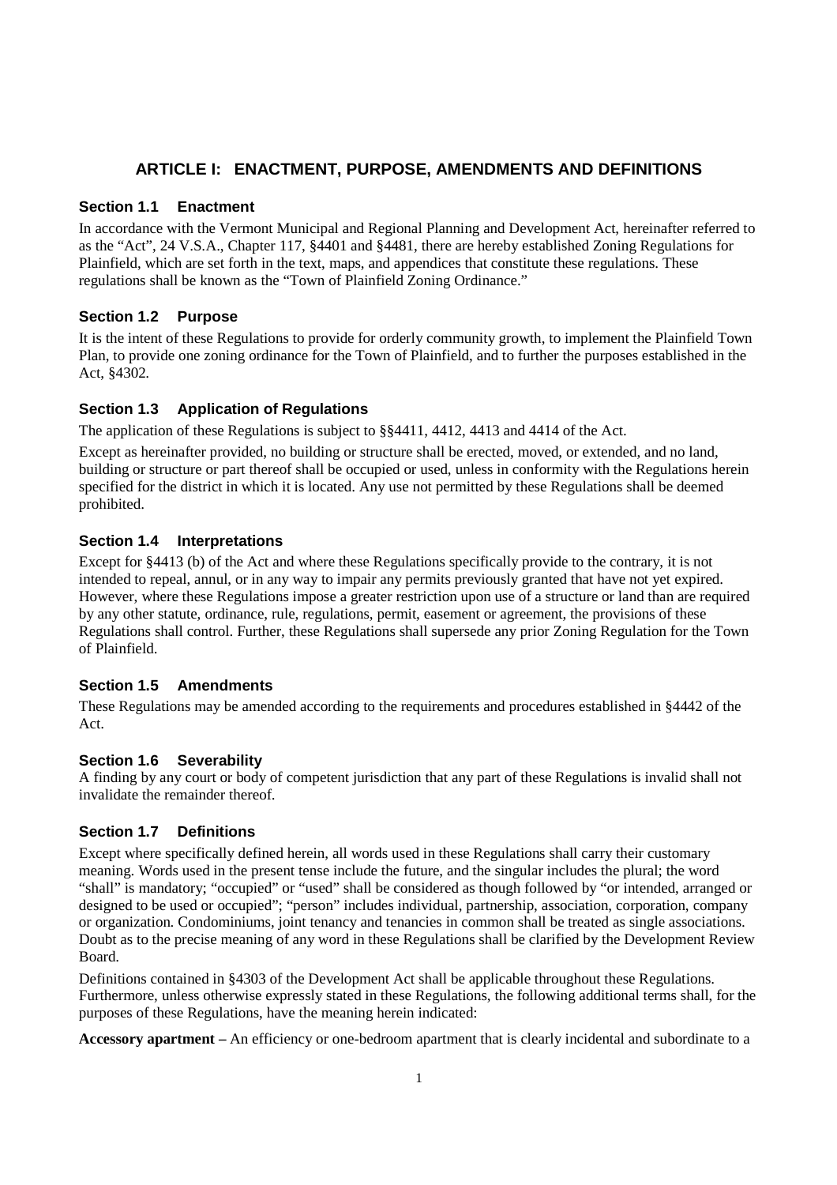## ARTICLE I: ENACTMENT, PURPOSE, AMENDMENTS AND DEFINITIONS

### Section 1.1 Enactment

In accordance with the Vermont Municipal and Regional Planning and Development Act, hereinafter referred to as the "Act", 24 V.S.A., Chapter 117, §4401 and §4481, there are hereby established Zoning Regulations for Plainfield, which are set forth in the text, maps, and appendices that constitute these regulations. These regulations shall be known as the "Town of Plainfield Zoning Ordinance."

### Section 1.2 Purpose

It is the intent of these Regulations to provide for orderly community growth, to implement the Plainfield Town Plan, to provide one zoning ordinance for the Town of Plainfield, and to further the purposes established in the Act, §4302.

### Section 1.3 Application of Regulations

The application of these Regulations is subject to §§4411, 4412, 4413 and 4414 of the Act.

Except as hereinafter provided, no building or structure shall be erected, moved, or extended, and no land, building or structure or part thereof shall be occupied or used, unless in conformity with the Regulations herein specified for the district in which it is located. Any use not permitted by these Regulations shall be deemed prohibited.

### Section 1.4 Interpretations

Except for §4413 (b) of the Act and where these Regulations specifically provide to the contrary, it is not intended to repeal, annul, or in any way to impair any permits previously granted that have not yet expired. However, where these Regulations impose a greater restriction upon use of a structure or land than are required by any other statute, ordinance, rule, regulations, permit, easement or agreement, the provisions of these Regulations shall control. Further, these Regulations shall supersede any prior Zoning Regulation for the Town of Plainfield.

### Section 1.5 Amendments

These Regulations may be amended according to the requirements and procedures established in §4442 of the Act.

### Section 1.6 Severability

A finding by any court or body of competent jurisdiction that any part of these Regulations is invalid shall not invalidate the remainder thereof.

### Section 1.7 Definitions

Except where specifically defined herein, all words used in these Regulations shall carry their customary meaning. Words used in the present tense include the future, and the singular includes the plural; the word "shall" is mandatory; "occupied" or "used" shall be considered as though followed by "or intended, arranged or designed to be used or occupied"; "person" includes individual, partnership, association, corporation, company or organization. Condominiums, joint tenancy and tenancies in common shall be treated as single associations. Doubt as to the precise meaning of any word in these Regulations shall be clarified by the Development Review Board.

Definitions contained in §4303 of the Development Act shall be applicable throughout these Regulations. Furthermore, unless otherwise expressly stated in these Regulations, the following additional terms shall, for the purposes of these Regulations, have the meaning herein indicated:

**Accessory apartment –** An efficiency or one-bedroom apartment that is clearly incidental and subordinate to a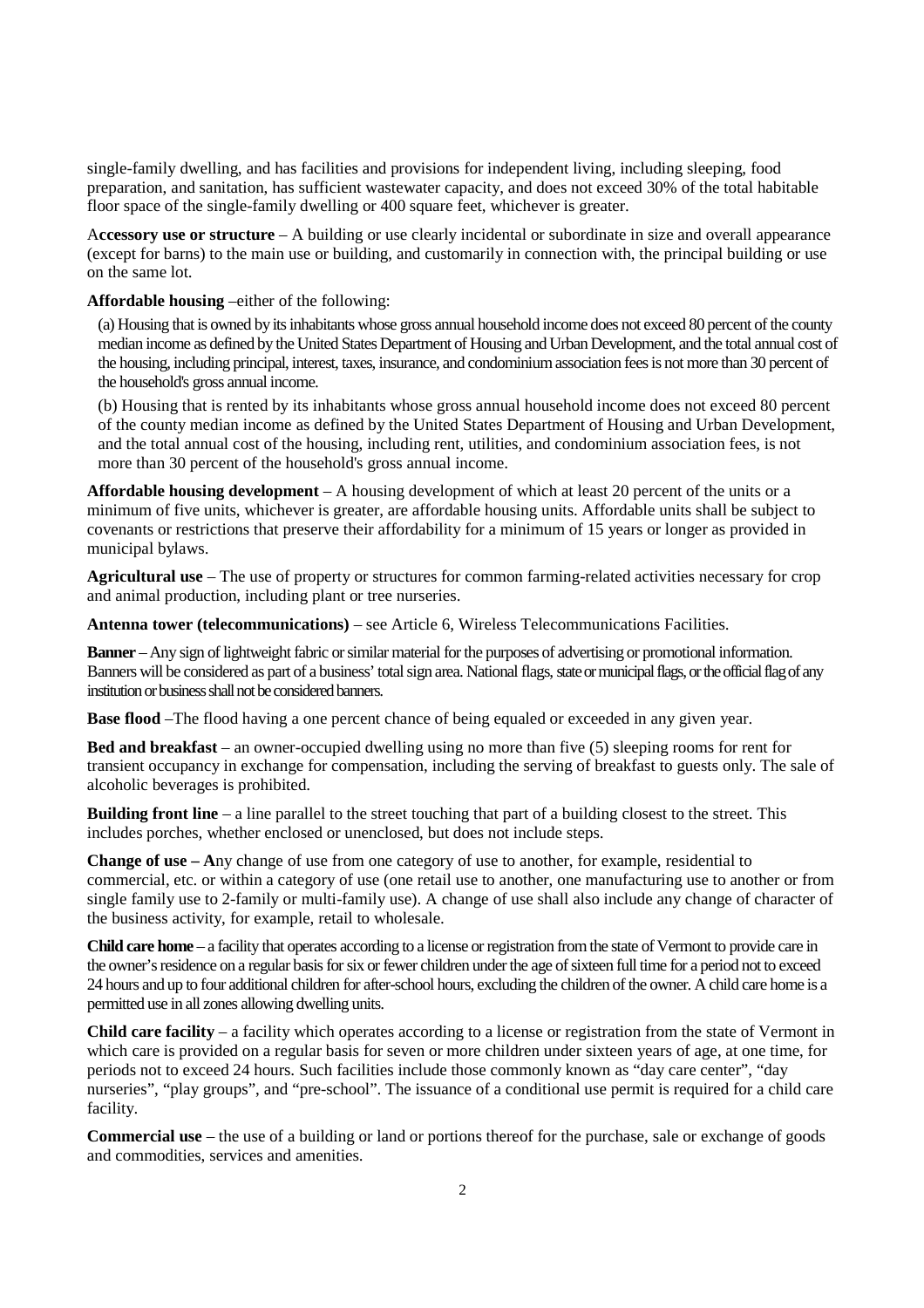single-family dwelling, and has facilities and provisions for independent living, including sleeping, food preparation, and sanitation, has sufficient wastewater capacity, and does not exceed 30% of the total habitable floor space of the single-family dwelling or 400 square feet, whichever is greater.

**Accessory use or structure** – A building or use clearly incidental or subordinate in size and overall appearance (except for barns) to the main use or building, and customarily in connection with, the principal building or use on the same lot.

**Affordable housing** –either of the following:

(a) Housing that is owned by its inhabitants whose gross annual household income does not exceed 80 percent of the county median income as defined by the United States Department of Housing and Urban Development, and the total annual cost of the housing, including principal, interest, taxes, insurance, and condominium association fees is not more than 30 percent of the household's gross annual income.

(b) Housing that is rented by its inhabitants whose gross annual household income does not exceed 80 percent of the county median income as defined by the United States Department of Housing and Urban Development, and the total annual cost of the housing, including rent, utilities, and condominium association fees, is not more than 30 percent of the household's gross annual income.

**Affordable housing development** – A housing development of which at least 20 percent of the units or a minimum of five units, whichever is greater, are affordable housing units. Affordable units shall be subject to covenants or restrictions that preserve their affordability for a minimum of 15 years or longer as provided in municipal bylaws.

**Agricultural use** – The use of property or structures for common farming-related activities necessary for crop and animal production, including plant or tree nurseries.

**Antenna tower (telecommunications)** – see Article 6, Wireless Telecommunications Facilities.

**Banner** – Any sign of lightweight fabric or similar material for the purposes of advertising or promotional information. Banners will be considered as part of a business' total sign area. National flags, state or municipal flags, or the official flag of any institution or business shall not be considered banners.

**Base flood** –The flood having a one percent chance of being equaled or exceeded in any given year.

**Bed and breakfast** – an owner-occupied dwelling using no more than five (5) sleeping rooms for rent for transient occupancy in exchange for compensation, including the serving of breakfast to guests only. The sale of alcoholic beverages is prohibited.

**Building front line** – a line parallel to the street touching that part of a building closest to the street. This includes porches, whether enclosed or unenclosed, but does not include steps.

**Change of use – A**ny change of use from one category of use to another, for example, residential to commercial, etc. or within a category of use (one retail use to another, one manufacturing use to another or from single family use to 2-family or multi-family use). A change of use shall also include any change of character of the business activity, for example, retail to wholesale.

**Child care home** – a facility that operates according to a license or registration from the state of Vermont to provide care in the owner's residence on a regular basis for six or fewer children under the age of sixteen full time for a period not to exceed 24 hours and up to four additional children for after-school hours, excluding the children of the owner. A child care home is a permitted use in all zones allowing dwelling units.

**Child care facility** – a facility which operates according to a license or registration from the state of Vermont in which care is provided on a regular basis for seven or more children under sixteen years of age, at one time, for periods not to exceed 24 hours. Such facilities include those commonly known as "day care center", "day nurseries", "play groups", and "pre-school". The issuance of a conditional use permit is required for a child care facility.

**Commercial use** – the use of a building or land or portions thereof for the purchase, sale or exchange of goods and commodities, services and amenities.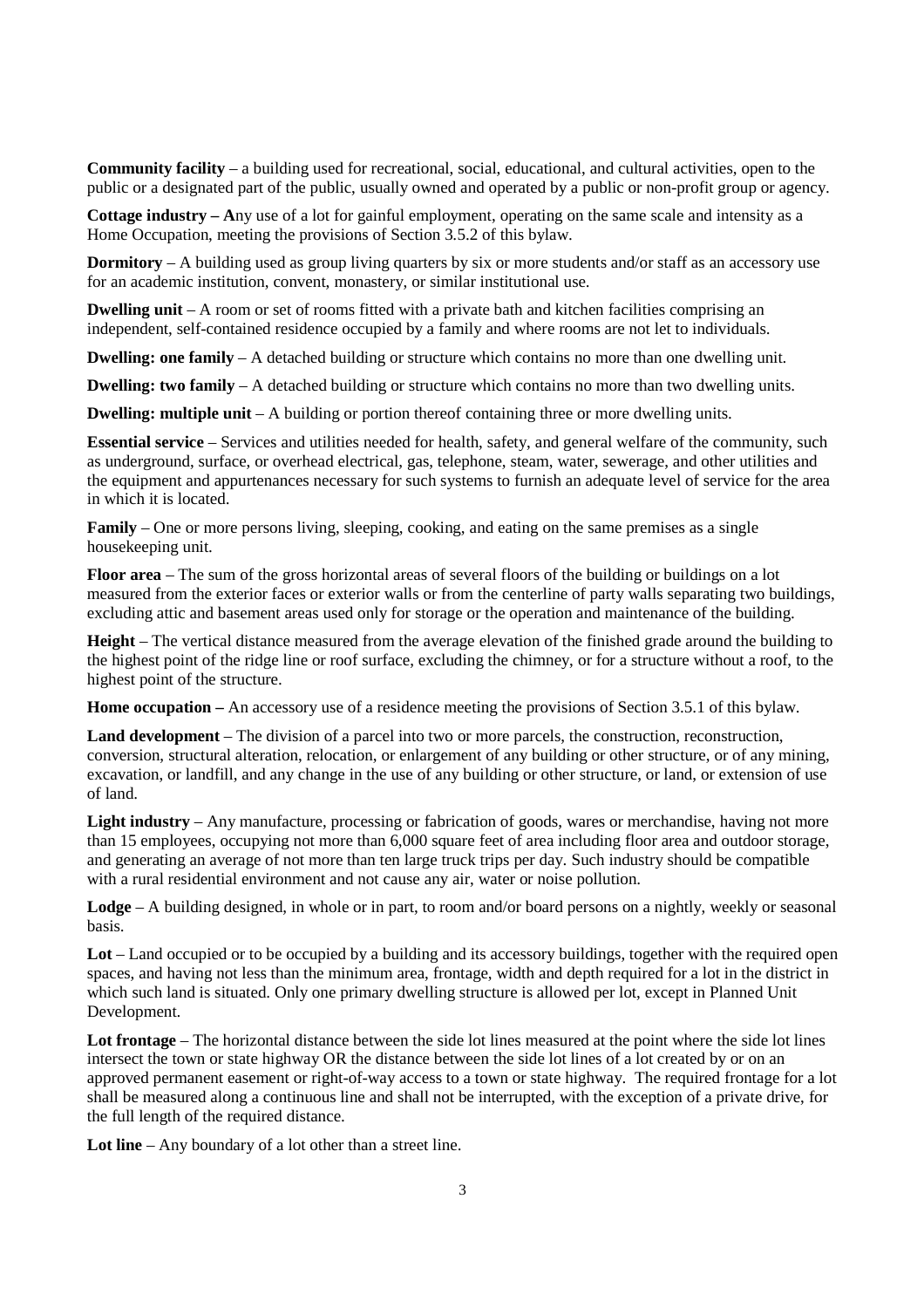**Community facility** – a building used for recreational, social, educational, and cultural activities, open to the public or a designated part of the public, usually owned and operated by a public or non-profit group or agency.

**Cottage industry – A**ny use of a lot for gainful employment, operating on the same scale and intensity as a Home Occupation, meeting the provisions of Section 3.5.2 of this bylaw.

**Dormitory** – A building used as group living quarters by six or more students and/or staff as an accessory use for an academic institution, convent, monastery, or similar institutional use.

**Dwelling unit** – A room or set of rooms fitted with a private bath and kitchen facilities comprising an independent, self-contained residence occupied by a family and where rooms are not let to individuals.

**Dwelling: one family** – A detached building or structure which contains no more than one dwelling unit.

**Dwelling: two family** – A detached building or structure which contains no more than two dwelling units.

**Dwelling: multiple unit** – A building or portion thereof containing three or more dwelling units.

**Essential service** – Services and utilities needed for health, safety, and general welfare of the community, such as underground, surface, or overhead electrical, gas, telephone, steam, water, sewerage, and other utilities and the equipment and appurtenances necessary for such systems to furnish an adequate level of service for the area in which it is located.

**Family** – One or more persons living, sleeping, cooking, and eating on the same premises as a single housekeeping unit.

**Floor area** – The sum of the gross horizontal areas of several floors of the building or buildings on a lot measured from the exterior faces or exterior walls or from the centerline of party walls separating two buildings, excluding attic and basement areas used only for storage or the operation and maintenance of the building.

**Height** – The vertical distance measured from the average elevation of the finished grade around the building to the highest point of the ridge line or roof surface, excluding the chimney, or for a structure without a roof, to the highest point of the structure.

**Home occupation –** An accessory use of a residence meeting the provisions of Section 3.5.1 of this bylaw.

**Land development** – The division of a parcel into two or more parcels, the construction, reconstruction, conversion, structural alteration, relocation, or enlargement of any building or other structure, or of any mining, excavation, or landfill, and any change in the use of any building or other structure, or land, or extension of use of land.

**Light industry** – Any manufacture, processing or fabrication of goods, wares or merchandise, having not more than 15 employees, occupying not more than 6,000 square feet of area including floor area and outdoor storage, and generating an average of not more than ten large truck trips per day. Such industry should be compatible with a rural residential environment and not cause any air, water or noise pollution.

**Lodge** – A building designed, in whole or in part, to room and/or board persons on a nightly, weekly or seasonal basis.

**Lot** – Land occupied or to be occupied by a building and its accessory buildings, together with the required open spaces, and having not less than the minimum area, frontage, width and depth required for a lot in the district in which such land is situated. Only one primary dwelling structure is allowed per lot, except in Planned Unit Development.

**Lot frontage** – The horizontal distance between the side lot lines measured at the point where the side lot lines intersect the town or state highway OR the distance between the side lot lines of a lot created by or on an approved permanent easement or right-of-way access to a town or state highway. The required frontage for a lot shall be measured along a continuous line and shall not be interrupted, with the exception of a private drive, for the full length of the required distance.

**Lot line** – Any boundary of a lot other than a street line.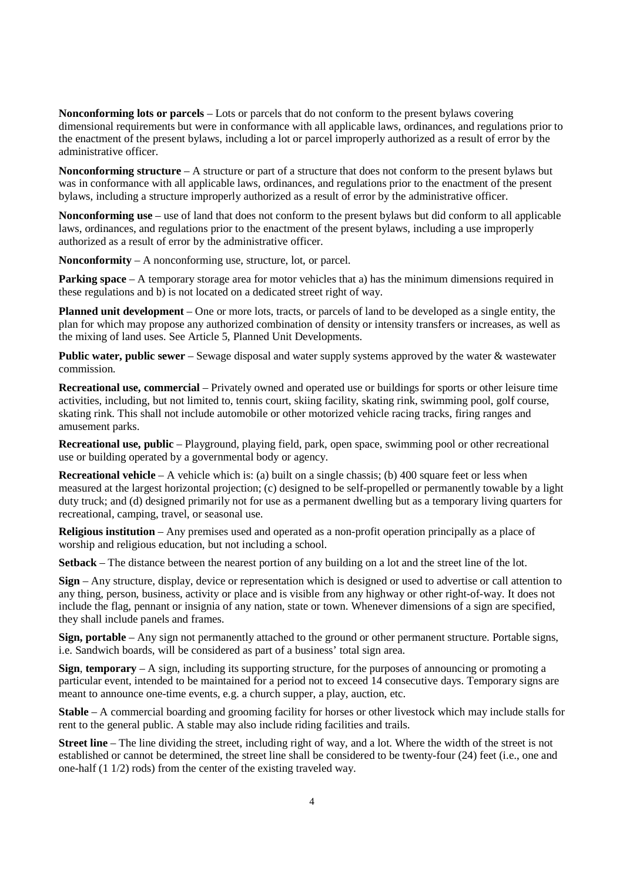**Nonconforming lots or parcels** – Lots or parcels that do not conform to the present bylaws covering dimensional requirements but were in conformance with all applicable laws, ordinances, and regulations prior to the enactment of the present bylaws, including a lot or parcel improperly authorized as a result of error by the administrative officer.

**Nonconforming structure** – A structure or part of a structure that does not conform to the present bylaws but was in conformance with all applicable laws, ordinances, and regulations prior to the enactment of the present bylaws, including a structure improperly authorized as a result of error by the administrative officer.

**Nonconforming use** – use of land that does not conform to the present bylaws but did conform to all applicable laws, ordinances, and regulations prior to the enactment of the present bylaws, including a use improperly authorized as a result of error by the administrative officer.

**Nonconformity** – A nonconforming use, structure, lot, or parcel.

**Parking space** – A temporary storage area for motor vehicles that a) has the minimum dimensions required in these regulations and b) is not located on a dedicated street right of way.

**Planned unit development** – One or more lots, tracts, or parcels of land to be developed as a single entity, the plan for which may propose any authorized combination of density or intensity transfers or increases, as well as the mixing of land uses. See Article 5, Planned Unit Developments.

**Public water, public sewer** – Sewage disposal and water supply systems approved by the water & wastewater commission.

**Recreational use, commercial** – Privately owned and operated use or buildings for sports or other leisure time activities, including, but not limited to, tennis court, skiing facility, skating rink, swimming pool, golf course, skating rink. This shall not include automobile or other motorized vehicle racing tracks, firing ranges and amusement parks.

**Recreational use, public** – Playground, playing field, park, open space, swimming pool or other recreational use or building operated by a governmental body or agency.

**Recreational vehicle** – A vehicle which is: (a) built on a single chassis; (b) 400 square feet or less when measured at the largest horizontal projection; (c) designed to be self-propelled or permanently towable by a light duty truck; and (d) designed primarily not for use as a permanent dwelling but as a temporary living quarters for recreational, camping, travel, or seasonal use.

**Religious institution** – Any premises used and operated as a non-profit operation principally as a place of worship and religious education, but not including a school.

**Setback** – The distance between the nearest portion of any building on a lot and the street line of the lot.

**Sign** – Any structure, display, device or representation which is designed or used to advertise or call attention to any thing, person, business, activity or place and is visible from any highway or other right-of-way. It does not include the flag, pennant or insignia of any nation, state or town. Whenever dimensions of a sign are specified, they shall include panels and frames.

**Sign, portable** – Any sign not permanently attached to the ground or other permanent structure. Portable signs, i.e. Sandwich boards, will be considered as part of a business' total sign area.

**Sign**, **temporary** – A sign, including its supporting structure, for the purposes of announcing or promoting a particular event, intended to be maintained for a period not to exceed 14 consecutive days. Temporary signs are meant to announce one-time events, e.g. a church supper, a play, auction, etc.

**Stable** – A commercial boarding and grooming facility for horses or other livestock which may include stalls for rent to the general public. A stable may also include riding facilities and trails.

**Street line** – The line dividing the street, including right of way, and a lot. Where the width of the street is not established or cannot be determined, the street line shall be considered to be twenty-four (24) feet (i.e., one and one-half (1 1/2) rods) from the center of the existing traveled way.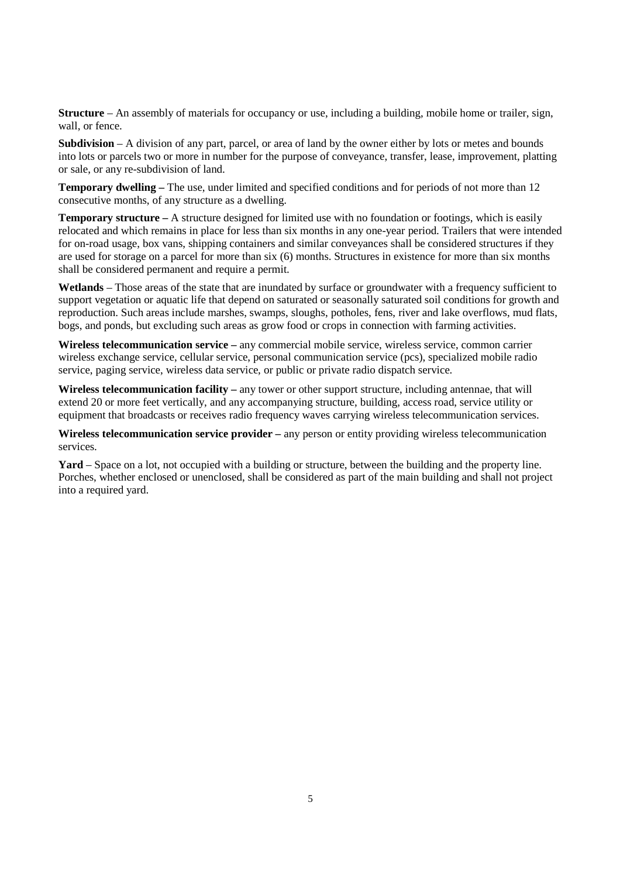**Structure** – An assembly of materials for occupancy or use, including a building, mobile home or trailer, sign, wall, or fence.

**Subdivision** – A division of any part, parcel, or area of land by the owner either by lots or metes and bounds into lots or parcels two or more in number for the purpose of conveyance, transfer, lease, improvement, platting or sale, or any re-subdivision of land.

**Temporary dwelling –** The use, under limited and specified conditions and for periods of not more than 12 consecutive months, of any structure as a dwelling.

**Temporary structure –** A structure designed for limited use with no foundation or footings, which is easily relocated and which remains in place for less than six months in any one-year period. Trailers that were intended for on-road usage, box vans, shipping containers and similar conveyances shall be considered structures if they are used for storage on a parcel for more than six (6) months. Structures in existence for more than six months shall be considered permanent and require a permit.

**Wetlands** – Those areas of the state that are inundated by surface or groundwater with a frequency sufficient to support vegetation or aquatic life that depend on saturated or seasonally saturated soil conditions for growth and reproduction. Such areas include marshes, swamps, sloughs, potholes, fens, river and lake overflows, mud flats, bogs, and ponds, but excluding such areas as grow food or crops in connection with farming activities.

**Wireless telecommunication service –** any commercial mobile service, wireless service, common carrier wireless exchange service, cellular service, personal communication service (pcs), specialized mobile radio service, paging service, wireless data service, or public or private radio dispatch service.

**Wireless telecommunication facility –** any tower or other support structure, including antennae, that will extend 20 or more feet vertically, and any accompanying structure, building, access road, service utility or equipment that broadcasts or receives radio frequency waves carrying wireless telecommunication services.

**Wireless telecommunication service provider –** any person or entity providing wireless telecommunication services.

**Yard** – Space on a lot, not occupied with a building or structure, between the building and the property line. Porches, whether enclosed or unenclosed, shall be considered as part of the main building and shall not project into a required yard.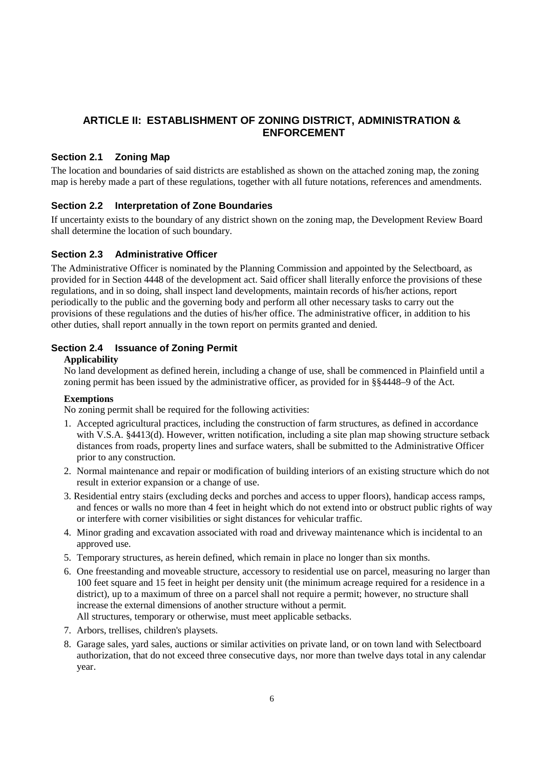## ARTICLE II: ESTABLISHMENT OF ZONING DISTRICT, ADMINISTRATION & ENFORCEMENT

### Section 2.1 Zoning Map

The location and boundaries of said districts are established as shown on the attached zoning map, the zoning map is hereby made a part of these regulations, together with all future notations, references and amendments.

### Section 2.2 Interpretation of Zone Boundaries

If uncertainty exists to the boundary of any district shown on the zoning map, the Development Review Board shall determine the location of such boundary.

### Section 2.3 Administrative Officer

The Administrative Officer is nominated by the Planning Commission and appointed by the Selectboard, as provided for in Section 4448 of the development act. Said officer shall literally enforce the provisions of these regulations, and in so doing, shall inspect land developments, maintain records of his/her actions, report periodically to the public and the governing body and perform all other necessary tasks to carry out the provisions of these regulations and the duties of his/her office. The administrative officer, in addition to his other duties, shall report annually in the town report on permits granted and denied.

### Section 2.4 Issuance of Zoning Permit

**Applicability**

No land development as defined herein, including a change of use, shall be commenced in Plainfield until a zoning permit has been issued by the administrative officer, as provided for in §§4448–9 of the Act.

**Exemptions**

No zoning permit shall be required for the following activities:

1. Accepted agricultural practices, including the construction of farm structures, as defined in accordance with V.S.A. §4413(d). However, written notification, including a site plan map showing structure setback distances from roads, property lines and surface waters, shall be submitted to the Administrative Officer prior to any construction.
2. Normal maintenance and repair or modification of building interiors of an existing structure which do not result in exterior expansion or a change of use.
3. Residential entry stairs (excluding decks and porches and access to upper floors), handicap access ramps, and fences or walls no more than 4 feet in height which do not extend into or obstruct public rights of way or interfere with corner visibilities or sight distances for vehicular traffic.
4. Minor grading and excavation associated with road and driveway maintenance which is incidental to an approved use.
5. Temporary structures, as herein defined, which remain in place no longer than six months.
6. One freestanding and moveable structure, accessory to residential use on parcel, measuring no larger than 100 feet square and 15 feet in height per density unit (the minimum acreage required for a residence in a district), up to a maximum of three on a parcel shall not require a permit; however, no structure shall increase the external dimensions of another structure without a permit.
   All structures, temporary or otherwise, must meet applicable setbacks.
7. Arbors, trellises, children's playsets.
8. Garage sales, yard sales, auctions or similar activities on private land, or on town land with Selectboard authorization, that do not exceed three consecutive days, nor more than twelve days total in any calendar year.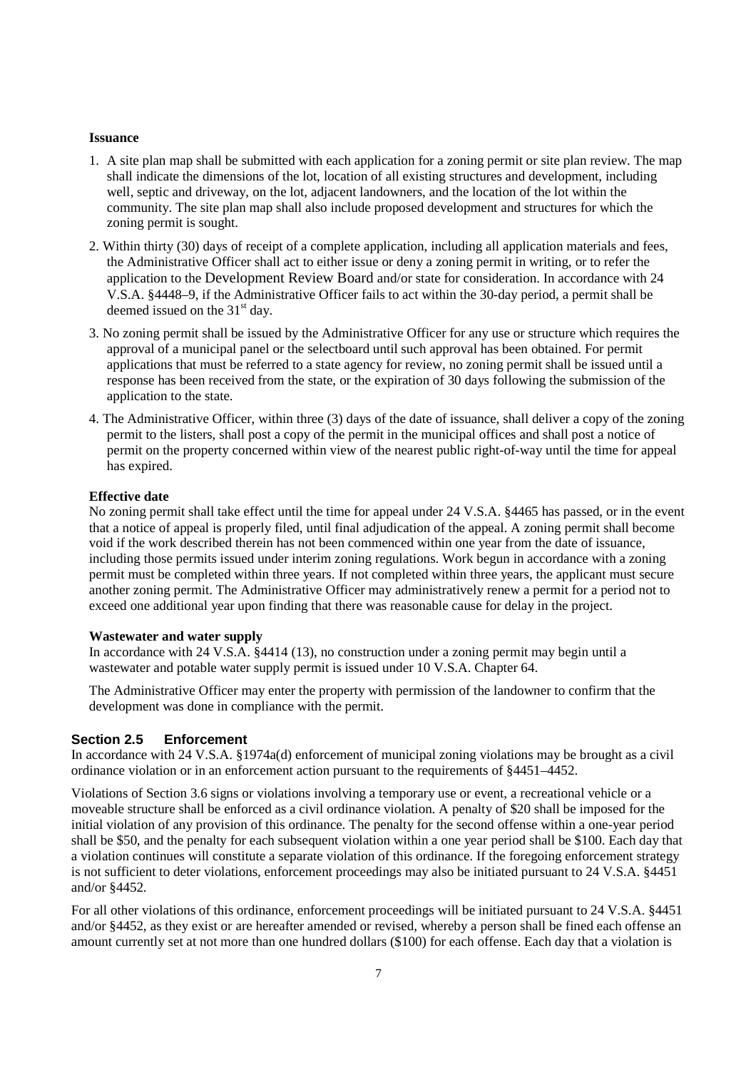**Issuance**

1. A site plan map shall be submitted with each application for a zoning permit or site plan review. The map shall indicate the dimensions of the lot, location of all existing structures and development, including well, septic and driveway, on the lot, adjacent landowners, and the location of the lot within the community. The site plan map shall also include proposed development and structures for which the zoning permit is sought.
2. Within thirty (30) days of receipt of a complete application, including all application materials and fees, the Administrative Officer shall act to either issue or deny a zoning permit in writing, or to refer the application to the Development Review Board and/or state for consideration. In accordance with 24 V.S.A. §4448–9, if the Administrative Officer fails to act within the 30-day period, a permit shall be deemed issued on the 31st day.
3. No zoning permit shall be issued by the Administrative Officer for any use or structure which requires the approval of a municipal panel or the selectboard until such approval has been obtained. For permit applications that must be referred to a state agency for review, no zoning permit shall be issued until a response has been received from the state, or the expiration of 30 days following the submission of the application to the state.
4. The Administrative Officer, within three (3) days of the date of issuance, shall deliver a copy of the zoning permit to the listers, shall post a copy of the permit in the municipal offices and shall post a notice of permit on the property concerned within view of the nearest public right-of-way until the time for appeal has expired.

**Effective date**

No zoning permit shall take effect until the time for appeal under 24 V.S.A. §4465 has passed, or in the event that a notice of appeal is properly filed, until final adjudication of the appeal. A zoning permit shall become void if the work described therein has not been commenced within one year from the date of issuance, including those permits issued under interim zoning regulations. Work begun in accordance with a zoning permit must be completed within three years. If not completed within three years, the applicant must secure another zoning permit. The Administrative Officer may administratively renew a permit for a period not to exceed one additional year upon finding that there was reasonable cause for delay in the project.

**Wastewater and water supply**

In accordance with 24 V.S.A. §4414 (13), no construction under a zoning permit may begin until a wastewater and potable water supply permit is issued under 10 V.S.A. Chapter 64.

The Administrative Officer may enter the property with permission of the landowner to confirm that the development was done in compliance with the permit.

### Section 2.5 Enforcement

In accordance with 24 V.S.A. §1974a(d) enforcement of municipal zoning violations may be brought as a civil ordinance violation or in an enforcement action pursuant to the requirements of §4451–4452.

Violations of Section 3.6 signs or violations involving a temporary use or event, a recreational vehicle or a moveable structure shall be enforced as a civil ordinance violation. A penalty of $20 shall be imposed for the initial violation of any provision of this ordinance. The penalty for the second offense within a one-year period shall be $50, and the penalty for each subsequent violation within a one year period shall be $100. Each day that a violation continues will constitute a separate violation of this ordinance. If the foregoing enforcement strategy is not sufficient to deter violations, enforcement proceedings may also be initiated pursuant to 24 V.S.A. §4451 and/or §4452.

For all other violations of this ordinance, enforcement proceedings will be initiated pursuant to 24 V.S.A. §4451 and/or §4452, as they exist or are hereafter amended or revised, whereby a person shall be fined each offense an amount currently set at not more than one hundred dollars ($100) for each offense. Each day that a violation is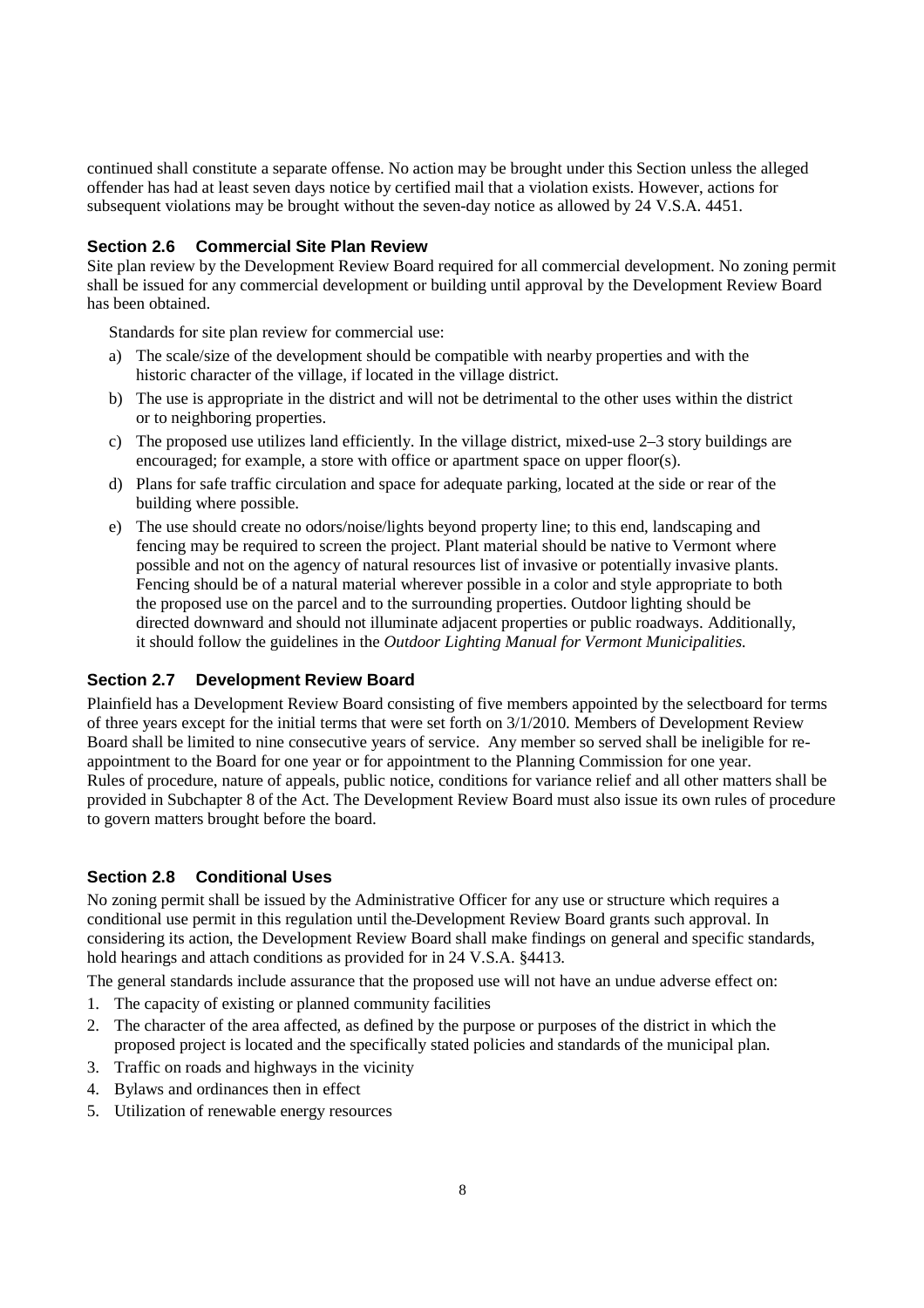continued shall constitute a separate offense. No action may be brought under this Section unless the alleged offender has had at least seven days notice by certified mail that a violation exists. However, actions for subsequent violations may be brought without the seven-day notice as allowed by 24 V.S.A. 4451.

### Section 2.6 Commercial Site Plan Review

Site plan review by the Development Review Board required for all commercial development. No zoning permit shall be issued for any commercial development or building until approval by the Development Review Board has been obtained.

Standards for site plan review for commercial use:

a) The scale/size of the development should be compatible with nearby properties and with the historic character of the village, if located in the village district.
b) The use is appropriate in the district and will not be detrimental to the other uses within the district or to neighboring properties.
c) The proposed use utilizes land efficiently. In the village district, mixed-use 2–3 story buildings are encouraged; for example, a store with office or apartment space on upper floor(s).
d) Plans for safe traffic circulation and space for adequate parking, located at the side or rear of the building where possible.
e) The use should create no odors/noise/lights beyond property line; to this end, landscaping and fencing may be required to screen the project. Plant material should be native to Vermont where possible and not on the agency of natural resources list of invasive or potentially invasive plants. Fencing should be of a natural material wherever possible in a color and style appropriate to both the proposed use on the parcel and to the surrounding properties. Outdoor lighting should be directed downward and should not illuminate adjacent properties or public roadways. Additionally, it should follow the guidelines in the *Outdoor Lighting Manual for Vermont Municipalities.*

### Section 2.7 Development Review Board

Plainfield has a Development Review Board consisting of five members appointed by the selectboard for terms of three years except for the initial terms that were set forth on 3/1/2010. Members of Development Review Board shall be limited to nine consecutive years of service. Any member so served shall be ineligible for re-appointment to the Board for one year or for appointment to the Planning Commission for one year.
Rules of procedure, nature of appeals, public notice, conditions for variance relief and all other matters shall be provided in Subchapter 8 of the Act. The Development Review Board must also issue its own rules of procedure to govern matters brought before the board.

### Section 2.8 Conditional Uses

No zoning permit shall be issued by the Administrative Officer for any use or structure which requires a conditional use permit in this regulation until the Development Review Board grants such approval. In considering its action, the Development Review Board shall make findings on general and specific standards, hold hearings and attach conditions as provided for in 24 V.S.A. §4413.

The general standards include assurance that the proposed use will not have an undue adverse effect on:

1. The capacity of existing or planned community facilities
2. The character of the area affected, as defined by the purpose or purposes of the district in which the proposed project is located and the specifically stated policies and standards of the municipal plan.
3. Traffic on roads and highways in the vicinity
4. Bylaws and ordinances then in effect
5. Utilization of renewable energy resources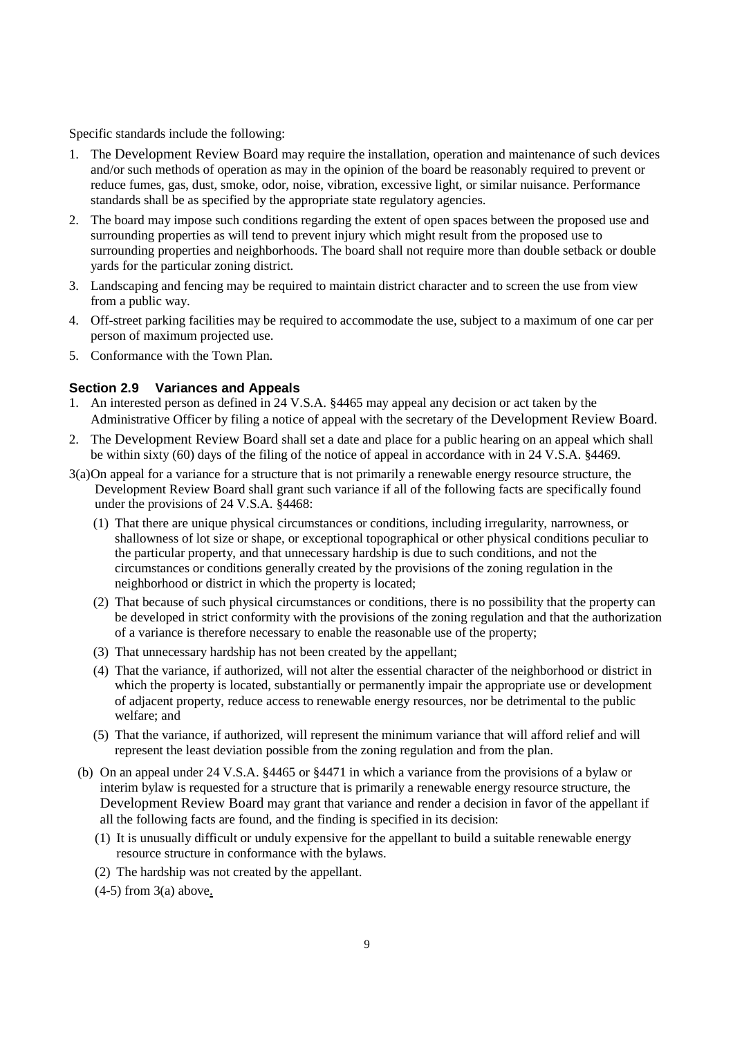Specific standards include the following:

1. The Development Review Board may require the installation, operation and maintenance of such devices and/or such methods of operation as may in the opinion of the board be reasonably required to prevent or reduce fumes, gas, dust, smoke, odor, noise, vibration, excessive light, or similar nuisance. Performance standards shall be as specified by the appropriate state regulatory agencies.
2. The board may impose such conditions regarding the extent of open spaces between the proposed use and surrounding properties as will tend to prevent injury which might result from the proposed use to surrounding properties and neighborhoods. The board shall not require more than double setback or double yards for the particular zoning district.
3. Landscaping and fencing may be required to maintain district character and to screen the use from view from a public way.
4. Off-street parking facilities may be required to accommodate the use, subject to a maximum of one car per person of maximum projected use.
5. Conformance with the Town Plan.

### Section 2.9 Variances and Appeals

1. An interested person as defined in 24 V.S.A. §4465 may appeal any decision or act taken by the Administrative Officer by filing a notice of appeal with the secretary of the Development Review Board.
2. The Development Review Board shall set a date and place for a public hearing on an appeal which shall be within sixty (60) days of the filing of the notice of appeal in accordance with in 24 V.S.A. §4469.

3(a)On appeal for a variance for a structure that is not primarily a renewable energy resource structure, the Development Review Board shall grant such variance if all of the following facts are specifically found under the provisions of 24 V.S.A. §4468:

(1) That there are unique physical circumstances or conditions, including irregularity, narrowness, or shallowness of lot size or shape, or exceptional topographical or other physical conditions peculiar to the particular property, and that unnecessary hardship is due to such conditions, and not the circumstances or conditions generally created by the provisions of the zoning regulation in the neighborhood or district in which the property is located;

(2) That because of such physical circumstances or conditions, there is no possibility that the property can be developed in strict conformity with the provisions of the zoning regulation and that the authorization of a variance is therefore necessary to enable the reasonable use of the property;

(3) That unnecessary hardship has not been created by the appellant;

(4) That the variance, if authorized, will not alter the essential character of the neighborhood or district in which the property is located, substantially or permanently impair the appropriate use or development of adjacent property, reduce access to renewable energy resources, nor be detrimental to the public welfare; and

(5) That the variance, if authorized, will represent the minimum variance that will afford relief and will represent the least deviation possible from the zoning regulation and from the plan.

(b) On an appeal under 24 V.S.A. §4465 or §4471 in which a variance from the provisions of a bylaw or interim bylaw is requested for a structure that is primarily a renewable energy resource structure, the Development Review Board may grant that variance and render a decision in favor of the appellant if all the following facts are found, and the finding is specified in its decision:

(1) It is unusually difficult or unduly expensive for the appellant to build a suitable renewable energy resource structure in conformance with the bylaws.

(2) The hardship was not created by the appellant.

(4-5) from 3(a) above.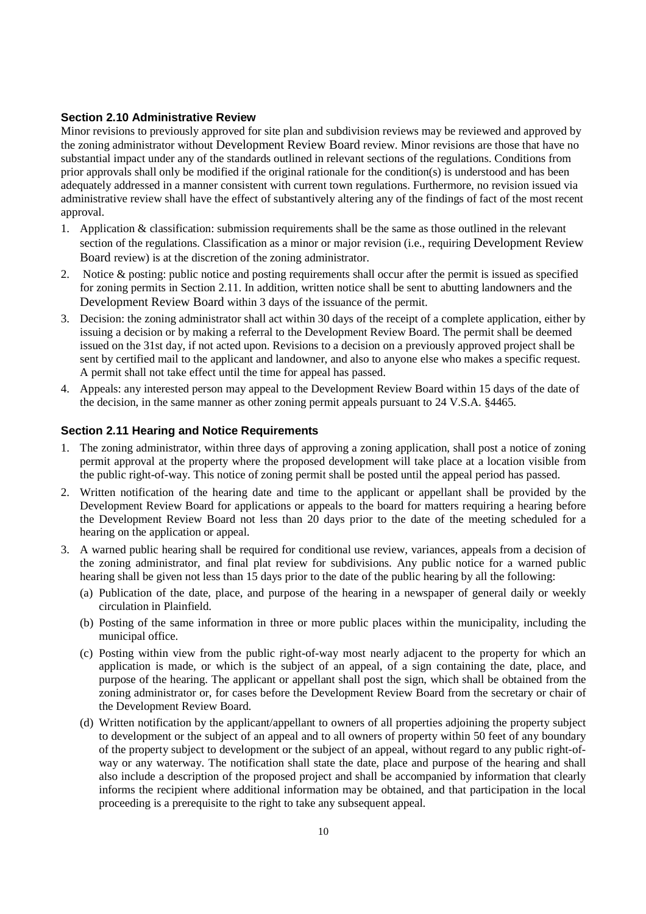### Section 2.10 Administrative Review

Minor revisions to previously approved for site plan and subdivision reviews may be reviewed and approved by the zoning administrator without Development Review Board review. Minor revisions are those that have no substantial impact under any of the standards outlined in relevant sections of the regulations. Conditions from prior approvals shall only be modified if the original rationale for the condition(s) is understood and has been adequately addressed in a manner consistent with current town regulations. Furthermore, no revision issued via administrative review shall have the effect of substantively altering any of the findings of fact of the most recent approval.

1. Application & classification: submission requirements shall be the same as those outlined in the relevant section of the regulations. Classification as a minor or major revision (i.e., requiring Development Review Board review) is at the discretion of the zoning administrator.
2. Notice & posting: public notice and posting requirements shall occur after the permit is issued as specified for zoning permits in Section 2.11. In addition, written notice shall be sent to abutting landowners and the Development Review Board within 3 days of the issuance of the permit.
3. Decision: the zoning administrator shall act within 30 days of the receipt of a complete application, either by issuing a decision or by making a referral to the Development Review Board. The permit shall be deemed issued on the 31st day, if not acted upon. Revisions to a decision on a previously approved project shall be sent by certified mail to the applicant and landowner, and also to anyone else who makes a specific request. A permit shall not take effect until the time for appeal has passed.
4. Appeals: any interested person may appeal to the Development Review Board within 15 days of the date of the decision, in the same manner as other zoning permit appeals pursuant to 24 V.S.A. §4465.

### Section 2.11 Hearing and Notice Requirements

1. The zoning administrator, within three days of approving a zoning application, shall post a notice of zoning permit approval at the property where the proposed development will take place at a location visible from the public right-of-way. This notice of zoning permit shall be posted until the appeal period has passed.
2. Written notification of the hearing date and time to the applicant or appellant shall be provided by the Development Review Board for applications or appeals to the board for matters requiring a hearing before the Development Review Board not less than 20 days prior to the date of the meeting scheduled for a hearing on the application or appeal.
3. A warned public hearing shall be required for conditional use review, variances, appeals from a decision of the zoning administrator, and final plat review for subdivisions. Any public notice for a warned public hearing shall be given not less than 15 days prior to the date of the public hearing by all the following:
   (a) Publication of the date, place, and purpose of the hearing in a newspaper of general daily or weekly circulation in Plainfield.
   (b) Posting of the same information in three or more public places within the municipality, including the municipal office.
   (c) Posting within view from the public right-of-way most nearly adjacent to the property for which an application is made, or which is the subject of an appeal, of a sign containing the date, place, and purpose of the hearing. The applicant or appellant shall post the sign, which shall be obtained from the zoning administrator or, for cases before the Development Review Board from the secretary or chair of the Development Review Board.
   (d) Written notification by the applicant/appellant to owners of all properties adjoining the property subject to development or the subject of an appeal and to all owners of property within 50 feet of any boundary of the property subject to development or the subject of an appeal, without regard to any public right-of-way or any waterway. The notification shall state the date, place and purpose of the hearing and shall also include a description of the proposed project and shall be accompanied by information that clearly informs the recipient where additional information may be obtained, and that participation in the local proceeding is a prerequisite to the right to take any subsequent appeal.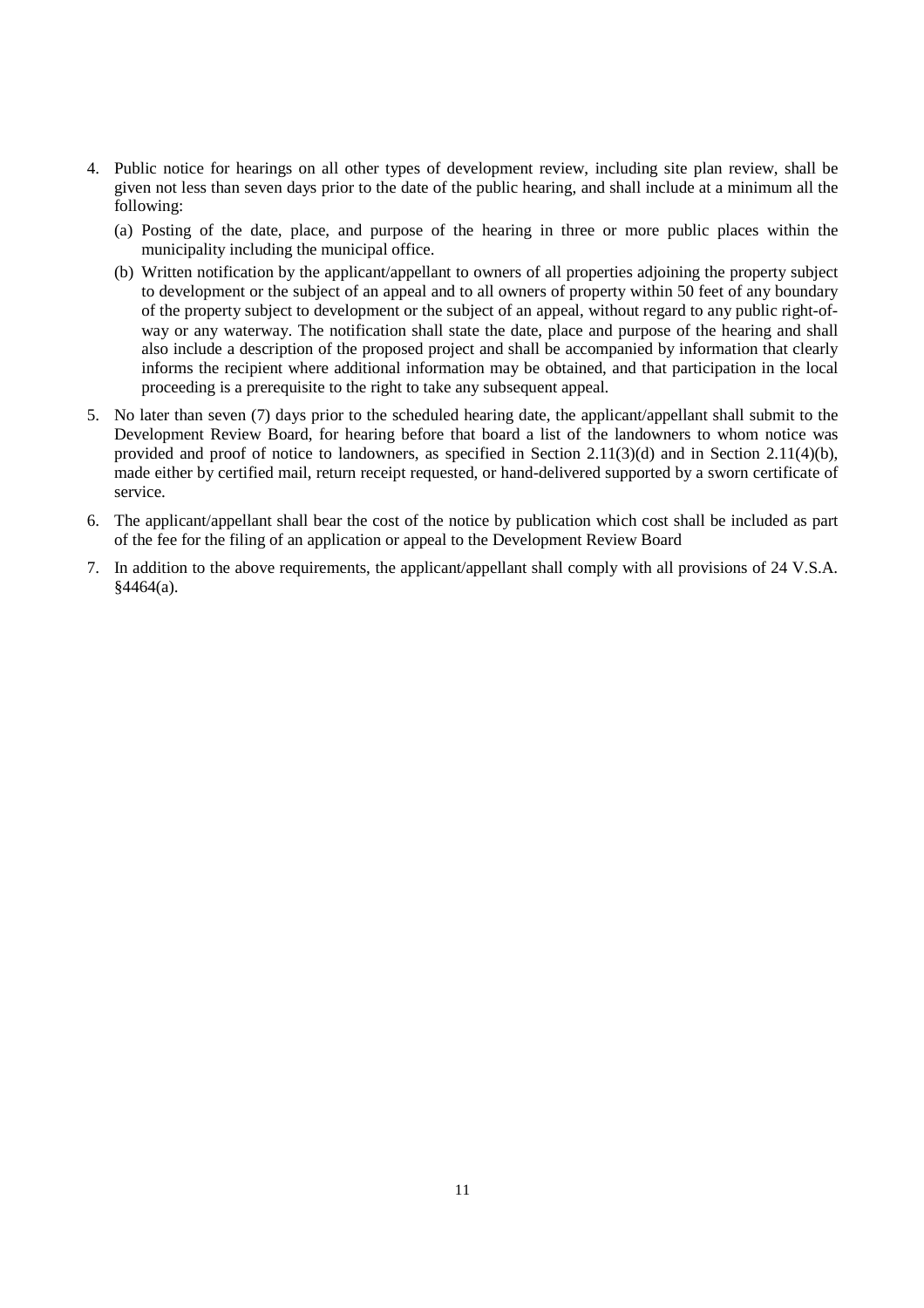4. Public notice for hearings on all other types of development review, including site plan review, shall be given not less than seven days prior to the date of the public hearing, and shall include at a minimum all the following:
   (a) Posting of the date, place, and purpose of the hearing in three or more public places within the municipality including the municipal office.
   (b) Written notification by the applicant/appellant to owners of all properties adjoining the property subject to development or the subject of an appeal and to all owners of property within 50 feet of any boundary of the property subject to development or the subject of an appeal, without regard to any public right-of-way or any waterway. The notification shall state the date, place and purpose of the hearing and shall also include a description of the proposed project and shall be accompanied by information that clearly informs the recipient where additional information may be obtained, and that participation in the local proceeding is a prerequisite to the right to take any subsequent appeal.
5. No later than seven (7) days prior to the scheduled hearing date, the applicant/appellant shall submit to the Development Review Board, for hearing before that board a list of the landowners to whom notice was provided and proof of notice to landowners, as specified in Section 2.11(3)(d) and in Section 2.11(4)(b), made either by certified mail, return receipt requested, or hand-delivered supported by a sworn certificate of service.
6. The applicant/appellant shall bear the cost of the notice by publication which cost shall be included as part of the fee for the filing of an application or appeal to the Development Review Board
7. In addition to the above requirements, the applicant/appellant shall comply with all provisions of 24 V.S.A. §4464(a).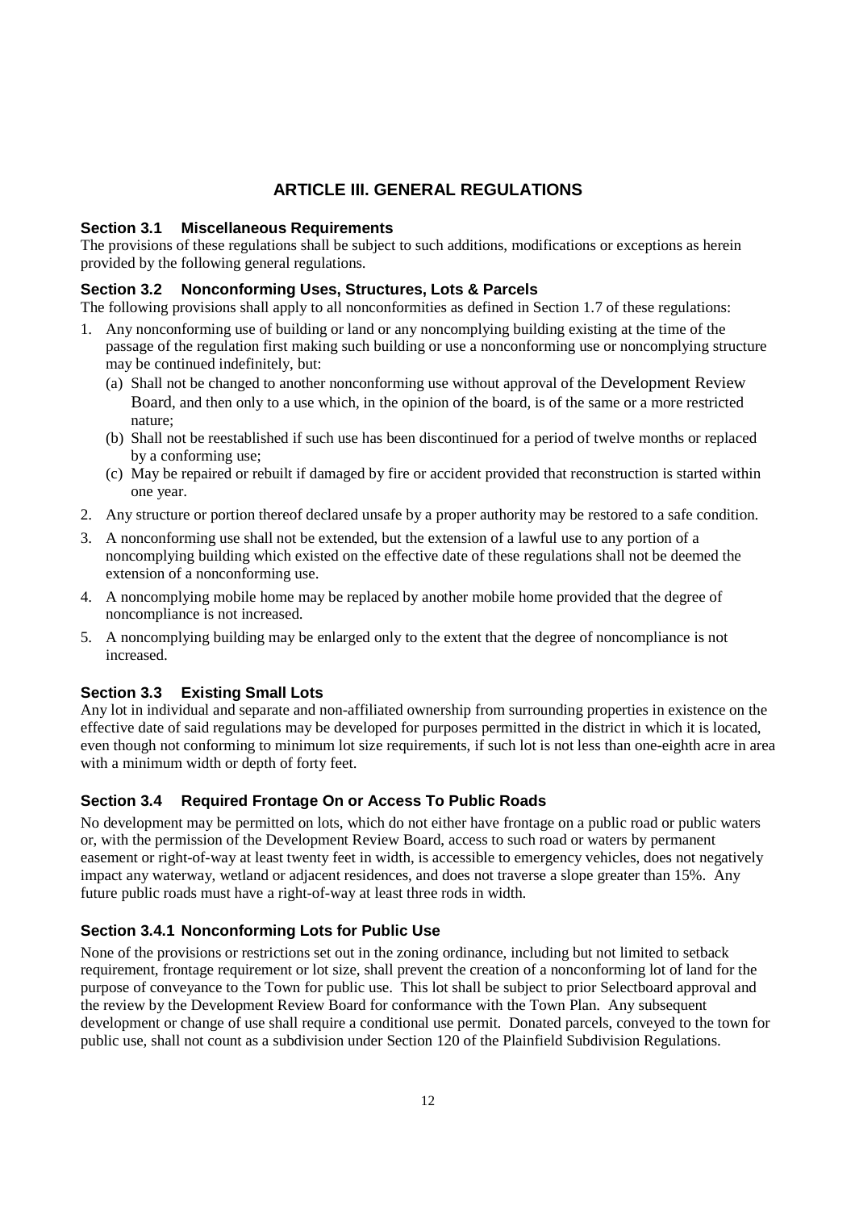# ARTICLE III. GENERAL REGULATIONS

## Section 3.1 Miscellaneous Requirements

The provisions of these regulations shall be subject to such additions, modifications or exceptions as herein provided by the following general regulations.

## Section 3.2 Nonconforming Uses, Structures, Lots & Parcels

The following provisions shall apply to all nonconformities as defined in Section 1.7 of these regulations:

1. Any nonconforming use of building or land or any noncomplying building existing at the time of the passage of the regulation first making such building or use a nonconforming use or noncomplying structure may be continued indefinitely, but:
   - (a) Shall not be changed to another nonconforming use without approval of the Development Review Board, and then only to a use which, in the opinion of the board, is of the same or a more restricted nature;
   - (b) Shall not be reestablished if such use has been discontinued for a period of twelve months or replaced by a conforming use;
   - (c) May be repaired or rebuilt if damaged by fire or accident provided that reconstruction is started within one year.
2. Any structure or portion thereof declared unsafe by a proper authority may be restored to a safe condition.
3. A nonconforming use shall not be extended, but the extension of a lawful use to any portion of a noncomplying building which existed on the effective date of these regulations shall not be deemed the extension of a nonconforming use.
4. A noncomplying mobile home may be replaced by another mobile home provided that the degree of noncompliance is not increased.
5. A noncomplying building may be enlarged only to the extent that the degree of noncompliance is not increased.

## Section 3.3 Existing Small Lots

Any lot in individual and separate and non-affiliated ownership from surrounding properties in existence on the effective date of said regulations may be developed for purposes permitted in the district in which it is located, even though not conforming to minimum lot size requirements, if such lot is not less than one-eighth acre in area with a minimum width or depth of forty feet.

## Section 3.4 Required Frontage On or Access To Public Roads

No development may be permitted on lots, which do not either have frontage on a public road or public waters or, with the permission of the Development Review Board, access to such road or waters by permanent easement or right-of-way at least twenty feet in width, is accessible to emergency vehicles, does not negatively impact any waterway, wetland or adjacent residences, and does not traverse a slope greater than 15%. Any future public roads must have a right-of-way at least three rods in width.

### Section 3.4.1 Nonconforming Lots for Public Use

None of the provisions or restrictions set out in the zoning ordinance, including but not limited to setback requirement, frontage requirement or lot size, shall prevent the creation of a nonconforming lot of land for the purpose of conveyance to the Town for public use. This lot shall be subject to prior Selectboard approval and the review by the Development Review Board for conformance with the Town Plan. Any subsequent development or change of use shall require a conditional use permit. Donated parcels, conveyed to the town for public use, shall not count as a subdivision under Section 120 of the Plainfield Subdivision Regulations.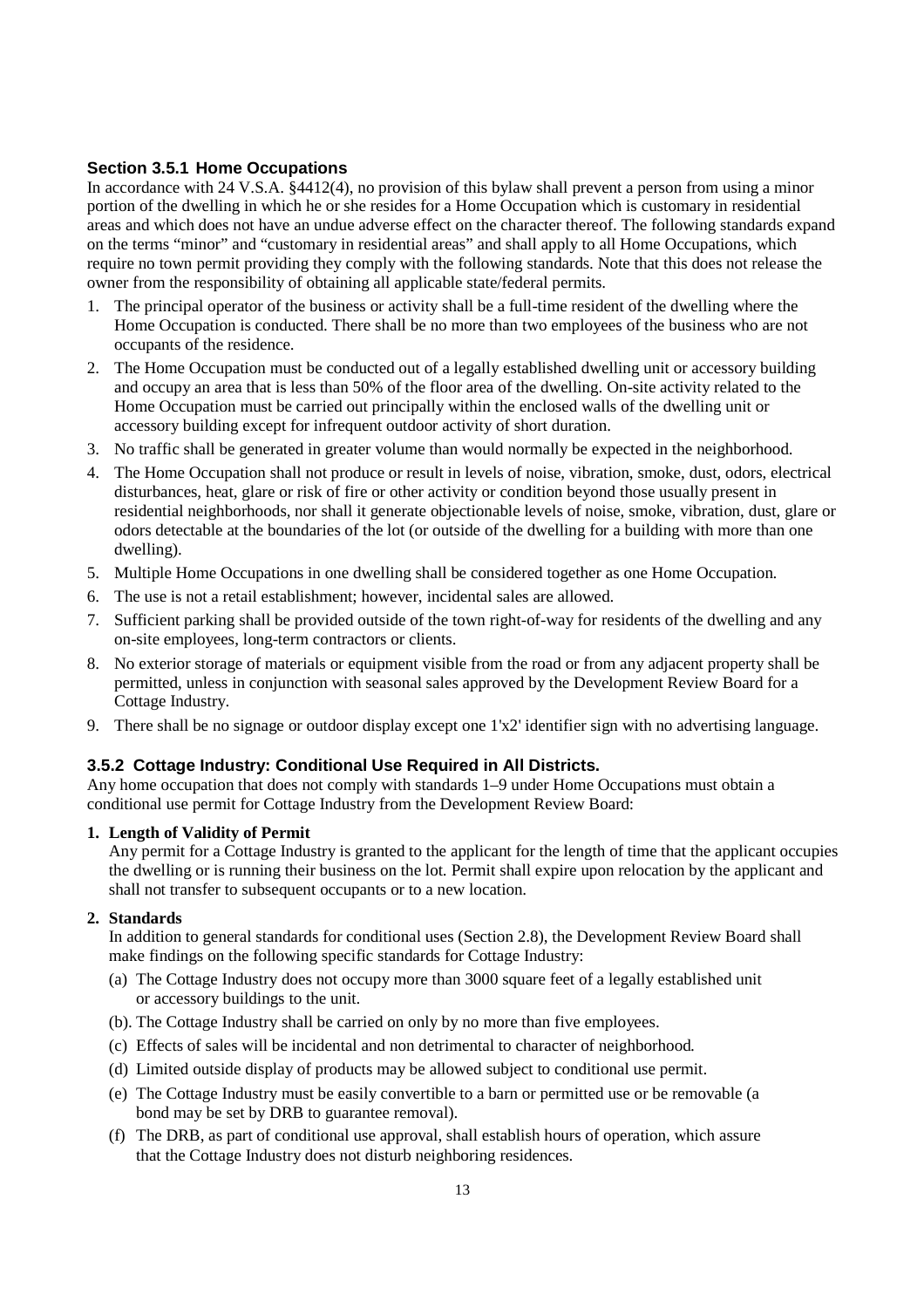### Section 3.5.1 Home Occupations

In accordance with 24 V.S.A. §4412(4), no provision of this bylaw shall prevent a person from using a minor portion of the dwelling in which he or she resides for a Home Occupation which is customary in residential areas and which does not have an undue adverse effect on the character thereof. The following standards expand on the terms "minor" and "customary in residential areas" and shall apply to all Home Occupations, which require no town permit providing they comply with the following standards. Note that this does not release the owner from the responsibility of obtaining all applicable state/federal permits.

1. The principal operator of the business or activity shall be a full-time resident of the dwelling where the Home Occupation is conducted. There shall be no more than two employees of the business who are not occupants of the residence.
2. The Home Occupation must be conducted out of a legally established dwelling unit or accessory building and occupy an area that is less than 50% of the floor area of the dwelling. On-site activity related to the Home Occupation must be carried out principally within the enclosed walls of the dwelling unit or accessory building except for infrequent outdoor activity of short duration.
3. No traffic shall be generated in greater volume than would normally be expected in the neighborhood.
4. The Home Occupation shall not produce or result in levels of noise, vibration, smoke, dust, odors, electrical disturbances, heat, glare or risk of fire or other activity or condition beyond those usually present in residential neighborhoods, nor shall it generate objectionable levels of noise, smoke, vibration, dust, glare or odors detectable at the boundaries of the lot (or outside of the dwelling for a building with more than one dwelling).
5. Multiple Home Occupations in one dwelling shall be considered together as one Home Occupation.
6. The use is not a retail establishment; however, incidental sales are allowed.
7. Sufficient parking shall be provided outside of the town right-of-way for residents of the dwelling and any on-site employees, long-term contractors or clients.
8. No exterior storage of materials or equipment visible from the road or from any adjacent property shall be permitted, unless in conjunction with seasonal sales approved by the Development Review Board for a Cottage Industry.
9. There shall be no signage or outdoor display except one 1'x2' identifier sign with no advertising language.

### 3.5.2 Cottage Industry: Conditional Use Required in All Districts.

Any home occupation that does not comply with standards 1–9 under Home Occupations must obtain a conditional use permit for Cottage Industry from the Development Review Board:

**1. Length of Validity of Permit**

Any permit for a Cottage Industry is granted to the applicant for the length of time that the applicant occupies the dwelling or is running their business on the lot. Permit shall expire upon relocation by the applicant and shall not transfer to subsequent occupants or to a new location.

**2. Standards**

In addition to general standards for conditional uses (Section 2.8), the Development Review Board shall make findings on the following specific standards for Cottage Industry:

(a) The Cottage Industry does not occupy more than 3000 square feet of a legally established unit or accessory buildings to the unit.

(b). The Cottage Industry shall be carried on only by no more than five employees.

(c) Effects of sales will be incidental and non detrimental to character of neighborhood.

(d) Limited outside display of products may be allowed subject to conditional use permit.

(e) The Cottage Industry must be easily convertible to a barn or permitted use or be removable (a bond may be set by DRB to guarantee removal).

(f) The DRB, as part of conditional use approval, shall establish hours of operation, which assure that the Cottage Industry does not disturb neighboring residences.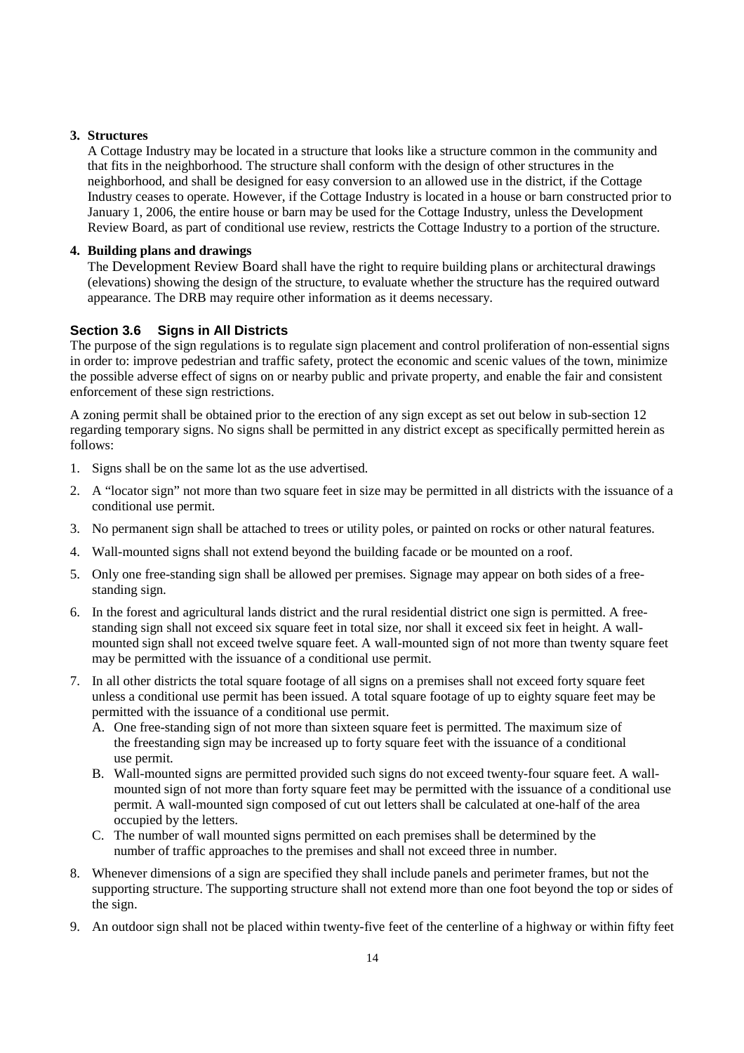**3. Structures**

A Cottage Industry may be located in a structure that looks like a structure common in the community and that fits in the neighborhood. The structure shall conform with the design of other structures in the neighborhood, and shall be designed for easy conversion to an allowed use in the district, if the Cottage Industry ceases to operate. However, if the Cottage Industry is located in a house or barn constructed prior to January 1, 2006, the entire house or barn may be used for the Cottage Industry, unless the Development Review Board, as part of conditional use review, restricts the Cottage Industry to a portion of the structure.

**4. Building plans and drawings**

The Development Review Board shall have the right to require building plans or architectural drawings (elevations) showing the design of the structure, to evaluate whether the structure has the required outward appearance. The DRB may require other information as it deems necessary.

### Section 3.6 Signs in All Districts

The purpose of the sign regulations is to regulate sign placement and control proliferation of non-essential signs in order to: improve pedestrian and traffic safety, protect the economic and scenic values of the town, minimize the possible adverse effect of signs on or nearby public and private property, and enable the fair and consistent enforcement of these sign restrictions.

A zoning permit shall be obtained prior to the erection of any sign except as set out below in sub-section 12 regarding temporary signs. No signs shall be permitted in any district except as specifically permitted herein as follows:

1. Signs shall be on the same lot as the use advertised.
2. A "locator sign" not more than two square feet in size may be permitted in all districts with the issuance of a conditional use permit.
3. No permanent sign shall be attached to trees or utility poles, or painted on rocks or other natural features.
4. Wall-mounted signs shall not extend beyond the building facade or be mounted on a roof.
5. Only one free-standing sign shall be allowed per premises. Signage may appear on both sides of a free-standing sign.
6. In the forest and agricultural lands district and the rural residential district one sign is permitted. A free-standing sign shall not exceed six square feet in total size, nor shall it exceed six feet in height. A wall-mounted sign shall not exceed twelve square feet. A wall-mounted sign of not more than twenty square feet may be permitted with the issuance of a conditional use permit.
7. In all other districts the total square footage of all signs on a premises shall not exceed forty square feet unless a conditional use permit has been issued. A total square footage of up to eighty square feet may be permitted with the issuance of a conditional use permit.
   - A. One free-standing sign of not more than sixteen square feet is permitted. The maximum size of the freestanding sign may be increased up to forty square feet with the issuance of a conditional use permit.
   - B. Wall-mounted signs are permitted provided such signs do not exceed twenty-four square feet. A wall-mounted sign of not more than forty square feet may be permitted with the issuance of a conditional use permit. A wall-mounted sign composed of cut out letters shall be calculated at one-half of the area occupied by the letters.
   - C. The number of wall mounted signs permitted on each premises shall be determined by the number of traffic approaches to the premises and shall not exceed three in number.
8. Whenever dimensions of a sign are specified they shall include panels and perimeter frames, but not the supporting structure. The supporting structure shall not extend more than one foot beyond the top or sides of the sign.
9. An outdoor sign shall not be placed within twenty-five feet of the centerline of a highway or within fifty feet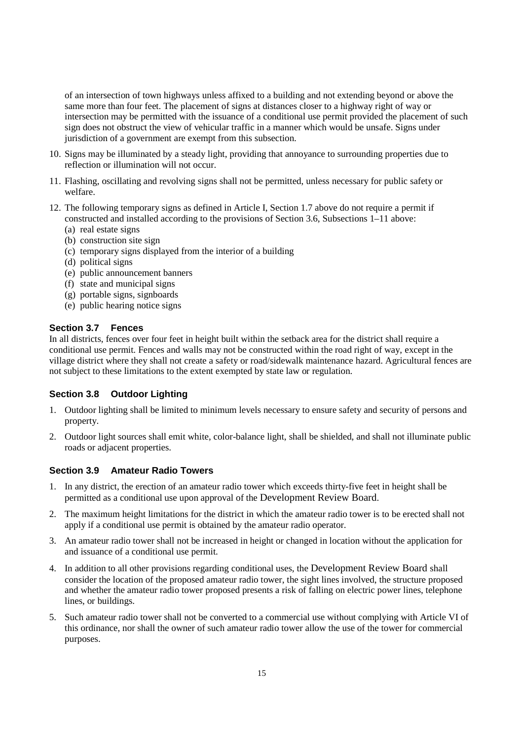of an intersection of town highways unless affixed to a building and not extending beyond or above the same more than four feet. The placement of signs at distances closer to a highway right of way or intersection may be permitted with the issuance of a conditional use permit provided the placement of such sign does not obstruct the view of vehicular traffic in a manner which would be unsafe. Signs under jurisdiction of a government are exempt from this subsection.

10. Signs may be illuminated by a steady light, providing that annoyance to surrounding properties due to reflection or illumination will not occur.

11. Flashing, oscillating and revolving signs shall not be permitted, unless necessary for public safety or welfare.

12. The following temporary signs as defined in Article I, Section 1.7 above do not require a permit if constructed and installed according to the provisions of Section 3.6, Subsections 1–11 above:
    (a) real estate signs
    (b) construction site sign
    (c) temporary signs displayed from the interior of a building
    (d) political signs
    (e) public announcement banners
    (f) state and municipal signs
    (g) portable signs, signboards
    (e) public hearing notice signs

### Section 3.7 Fences

In all districts, fences over four feet in height built within the setback area for the district shall require a conditional use permit. Fences and walls may not be constructed within the road right of way, except in the village district where they shall not create a safety or road/sidewalk maintenance hazard. Agricultural fences are not subject to these limitations to the extent exempted by state law or regulation.

### Section 3.8 Outdoor Lighting

1. Outdoor lighting shall be limited to minimum levels necessary to ensure safety and security of persons and property.

2. Outdoor light sources shall emit white, color-balance light, shall be shielded, and shall not illuminate public roads or adjacent properties.

### Section 3.9 Amateur Radio Towers

1. In any district, the erection of an amateur radio tower which exceeds thirty-five feet in height shall be permitted as a conditional use upon approval of the Development Review Board.

2. The maximum height limitations for the district in which the amateur radio tower is to be erected shall not apply if a conditional use permit is obtained by the amateur radio operator.

3. An amateur radio tower shall not be increased in height or changed in location without the application for and issuance of a conditional use permit.

4. In addition to all other provisions regarding conditional uses, the Development Review Board shall consider the location of the proposed amateur radio tower, the sight lines involved, the structure proposed and whether the amateur radio tower proposed presents a risk of falling on electric power lines, telephone lines, or buildings.

5. Such amateur radio tower shall not be converted to a commercial use without complying with Article VI of this ordinance, nor shall the owner of such amateur radio tower allow the use of the tower for commercial purposes.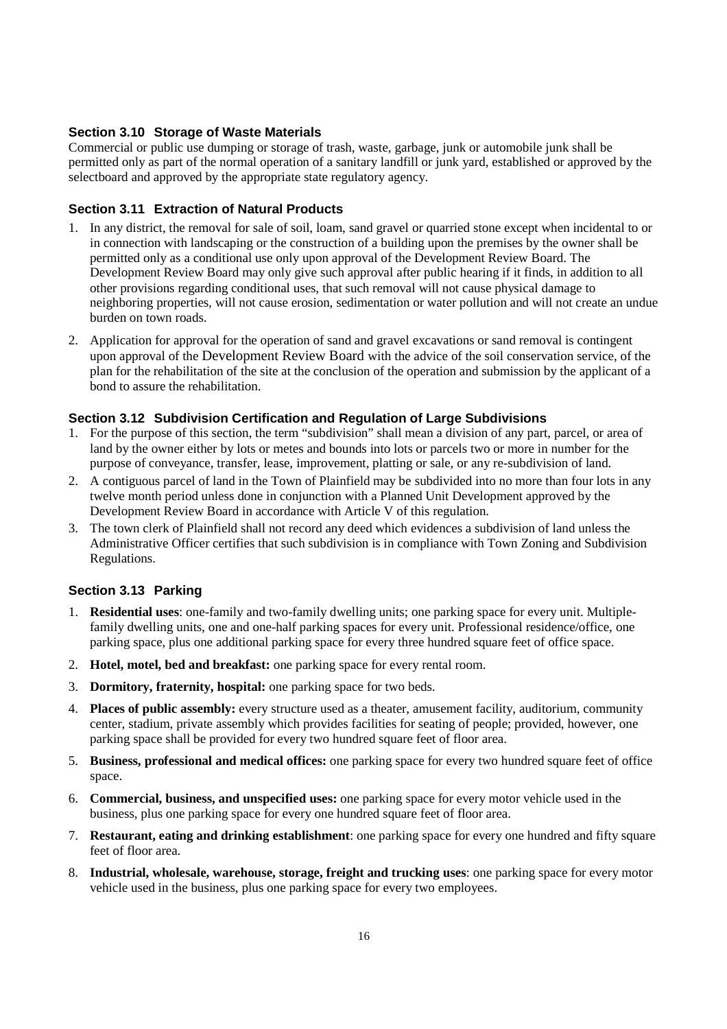### Section 3.10 Storage of Waste Materials

Commercial or public use dumping or storage of trash, waste, garbage, junk or automobile junk shall be permitted only as part of the normal operation of a sanitary landfill or junk yard, established or approved by the selectboard and approved by the appropriate state regulatory agency.

### Section 3.11 Extraction of Natural Products

1. In any district, the removal for sale of soil, loam, sand gravel or quarried stone except when incidental to or in connection with landscaping or the construction of a building upon the premises by the owner shall be permitted only as a conditional use only upon approval of the Development Review Board. The Development Review Board may only give such approval after public hearing if it finds, in addition to all other provisions regarding conditional uses, that such removal will not cause physical damage to neighboring properties, will not cause erosion, sedimentation or water pollution and will not create an undue burden on town roads.
2. Application for approval for the operation of sand and gravel excavations or sand removal is contingent upon approval of the Development Review Board with the advice of the soil conservation service, of the plan for the rehabilitation of the site at the conclusion of the operation and submission by the applicant of a bond to assure the rehabilitation.

### Section 3.12 Subdivision Certification and Regulation of Large Subdivisions

1. For the purpose of this section, the term "subdivision" shall mean a division of any part, parcel, or area of land by the owner either by lots or metes and bounds into lots or parcels two or more in number for the purpose of conveyance, transfer, lease, improvement, platting or sale, or any re-subdivision of land.
2. A contiguous parcel of land in the Town of Plainfield may be subdivided into no more than four lots in any twelve month period unless done in conjunction with a Planned Unit Development approved by the Development Review Board in accordance with Article V of this regulation.
3. The town clerk of Plainfield shall not record any deed which evidences a subdivision of land unless the Administrative Officer certifies that such subdivision is in compliance with Town Zoning and Subdivision Regulations.

### Section 3.13 Parking

1. **Residential uses**: one-family and two-family dwelling units; one parking space for every unit. Multiple-family dwelling units, one and one-half parking spaces for every unit. Professional residence/office, one parking space, plus one additional parking space for every three hundred square feet of office space.
2. **Hotel, motel, bed and breakfast:** one parking space for every rental room.
3. **Dormitory, fraternity, hospital:** one parking space for two beds.
4. **Places of public assembly:** every structure used as a theater, amusement facility, auditorium, community center, stadium, private assembly which provides facilities for seating of people; provided, however, one parking space shall be provided for every two hundred square feet of floor area.
5. **Business, professional and medical offices:** one parking space for every two hundred square feet of office space.
6. **Commercial, business, and unspecified uses:** one parking space for every motor vehicle used in the business, plus one parking space for every one hundred square feet of floor area.
7. **Restaurant, eating and drinking establishment**: one parking space for every one hundred and fifty square feet of floor area.
8. **Industrial, wholesale, warehouse, storage, freight and trucking uses**: one parking space for every motor vehicle used in the business, plus one parking space for every two employees.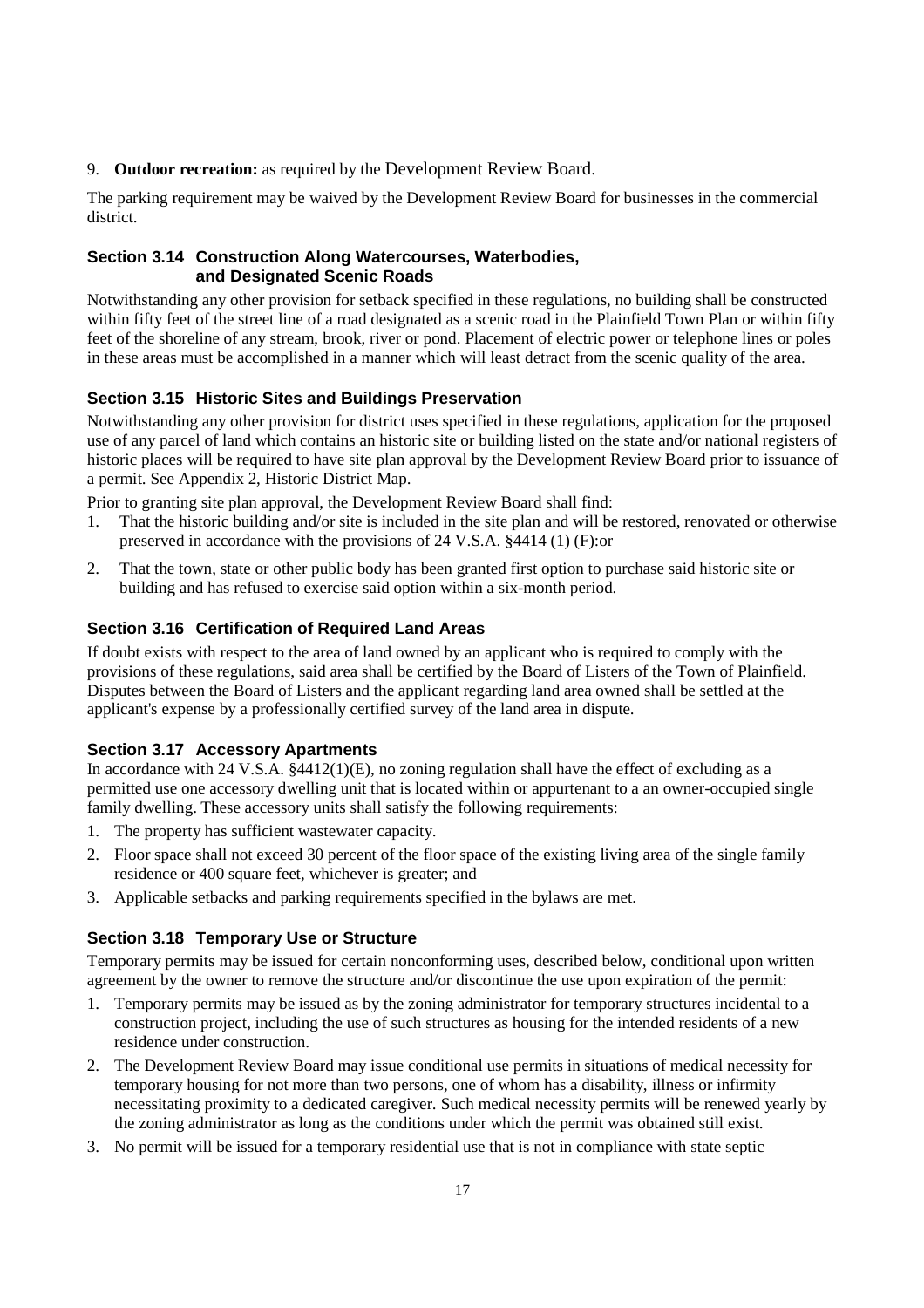9. **Outdoor recreation:** as required by the Development Review Board.

The parking requirement may be waived by the Development Review Board for businesses in the commercial district.

### Section 3.14 Construction Along Watercourses, Waterbodies, and Designated Scenic Roads

Notwithstanding any other provision for setback specified in these regulations, no building shall be constructed within fifty feet of the street line of a road designated as a scenic road in the Plainfield Town Plan or within fifty feet of the shoreline of any stream, brook, river or pond. Placement of electric power or telephone lines or poles in these areas must be accomplished in a manner which will least detract from the scenic quality of the area.

### Section 3.15 Historic Sites and Buildings Preservation

Notwithstanding any other provision for district uses specified in these regulations, application for the proposed use of any parcel of land which contains an historic site or building listed on the state and/or national registers of historic places will be required to have site plan approval by the Development Review Board prior to issuance of a permit. See Appendix 2, Historic District Map.

Prior to granting site plan approval, the Development Review Board shall find:

1. That the historic building and/or site is included in the site plan and will be restored, renovated or otherwise preserved in accordance with the provisions of 24 V.S.A. §4414 (1) (F):or
2. That the town, state or other public body has been granted first option to purchase said historic site or building and has refused to exercise said option within a six-month period.

### Section 3.16 Certification of Required Land Areas

If doubt exists with respect to the area of land owned by an applicant who is required to comply with the provisions of these regulations, said area shall be certified by the Board of Listers of the Town of Plainfield. Disputes between the Board of Listers and the applicant regarding land area owned shall be settled at the applicant's expense by a professionally certified survey of the land area in dispute.

### Section 3.17 Accessory Apartments

In accordance with 24 V.S.A. §4412(1)(E), no zoning regulation shall have the effect of excluding as a permitted use one accessory dwelling unit that is located within or appurtenant to a an owner-occupied single family dwelling. These accessory units shall satisfy the following requirements:

1. The property has sufficient wastewater capacity.
2. Floor space shall not exceed 30 percent of the floor space of the existing living area of the single family residence or 400 square feet, whichever is greater; and
3. Applicable setbacks and parking requirements specified in the bylaws are met.

### Section 3.18 Temporary Use or Structure

Temporary permits may be issued for certain nonconforming uses, described below, conditional upon written agreement by the owner to remove the structure and/or discontinue the use upon expiration of the permit:

1. Temporary permits may be issued as by the zoning administrator for temporary structures incidental to a construction project, including the use of such structures as housing for the intended residents of a new residence under construction.
2. The Development Review Board may issue conditional use permits in situations of medical necessity for temporary housing for not more than two persons, one of whom has a disability, illness or infirmity necessitating proximity to a dedicated caregiver. Such medical necessity permits will be renewed yearly by the zoning administrator as long as the conditions under which the permit was obtained still exist.
3. No permit will be issued for a temporary residential use that is not in compliance with state septic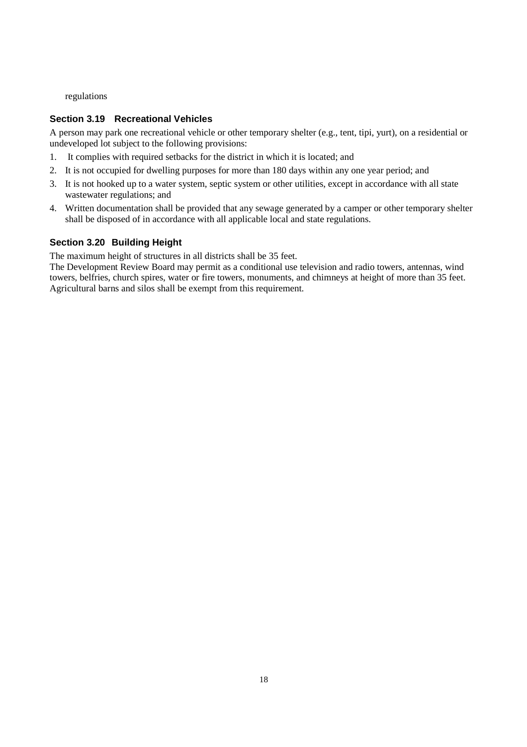regulations

### Section 3.19 Recreational Vehicles

A person may park one recreational vehicle or other temporary shelter (e.g., tent, tipi, yurt), on a residential or undeveloped lot subject to the following provisions:

1. It complies with required setbacks for the district in which it is located; and
2. It is not occupied for dwelling purposes for more than 180 days within any one year period; and
3. It is not hooked up to a water system, septic system or other utilities, except in accordance with all state wastewater regulations; and
4. Written documentation shall be provided that any sewage generated by a camper or other temporary shelter shall be disposed of in accordance with all applicable local and state regulations.

### Section 3.20 Building Height

The maximum height of structures in all districts shall be 35 feet.
The Development Review Board may permit as a conditional use television and radio towers, antennas, wind towers, belfries, church spires, water or fire towers, monuments, and chimneys at height of more than 35 feet. Agricultural barns and silos shall be exempt from this requirement.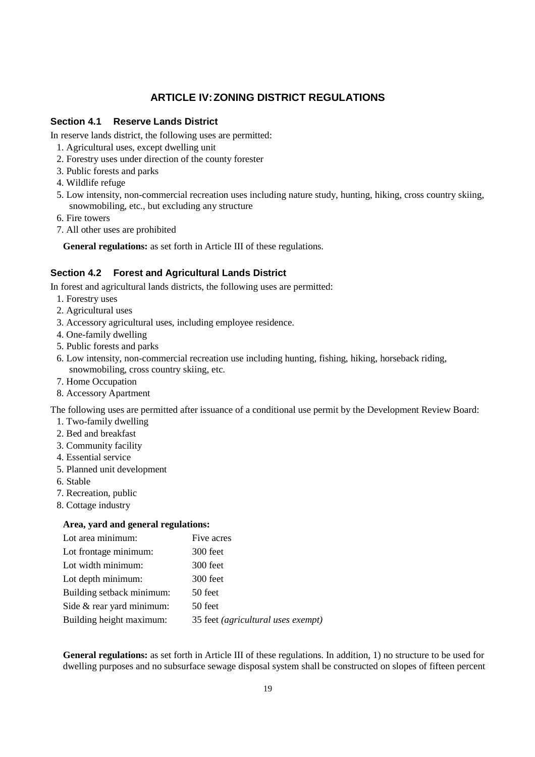# ARTICLE IV: ZONING DISTRICT REGULATIONS

## Section 4.1 Reserve Lands District

In reserve lands district, the following uses are permitted:

1. Agricultural uses, except dwelling unit
2. Forestry uses under direction of the county forester
3. Public forests and parks
4. Wildlife refuge
5. Low intensity, non-commercial recreation uses including nature study, hunting, hiking, cross country skiing, snowmobiling, etc., but excluding any structure
6. Fire towers
7. All other uses are prohibited

**General regulations:** as set forth in Article III of these regulations.

## Section 4.2 Forest and Agricultural Lands District

In forest and agricultural lands districts, the following uses are permitted:

1. Forestry uses
2. Agricultural uses
3. Accessory agricultural uses, including employee residence.
4. One-family dwelling
5. Public forests and parks
6. Low intensity, non-commercial recreation use including hunting, fishing, hiking, horseback riding, snowmobiling, cross country skiing, etc.
7. Home Occupation
8. Accessory Apartment

The following uses are permitted after issuance of a conditional use permit by the Development Review Board:

1. Two-family dwelling
2. Bed and breakfast
3. Community facility
4. Essential service
5. Planned unit development
6. Stable
7. Recreation, public
8. Cottage industry

**Area, yard and general regulations:**

| | |
|---|---|
| Lot area minimum: | Five acres |
| Lot frontage minimum: | 300 feet |
| Lot width minimum: | 300 feet |
| Lot depth minimum: | 300 feet |
| Building setback minimum: | 50 feet |
| Side & rear yard minimum: | 50 feet |
| Building height maximum: | 35 feet *(agricultural uses exempt)* |

**General regulations:** as set forth in Article III of these regulations. In addition, 1) no structure to be used for dwelling purposes and no subsurface sewage disposal system shall be constructed on slopes of fifteen percent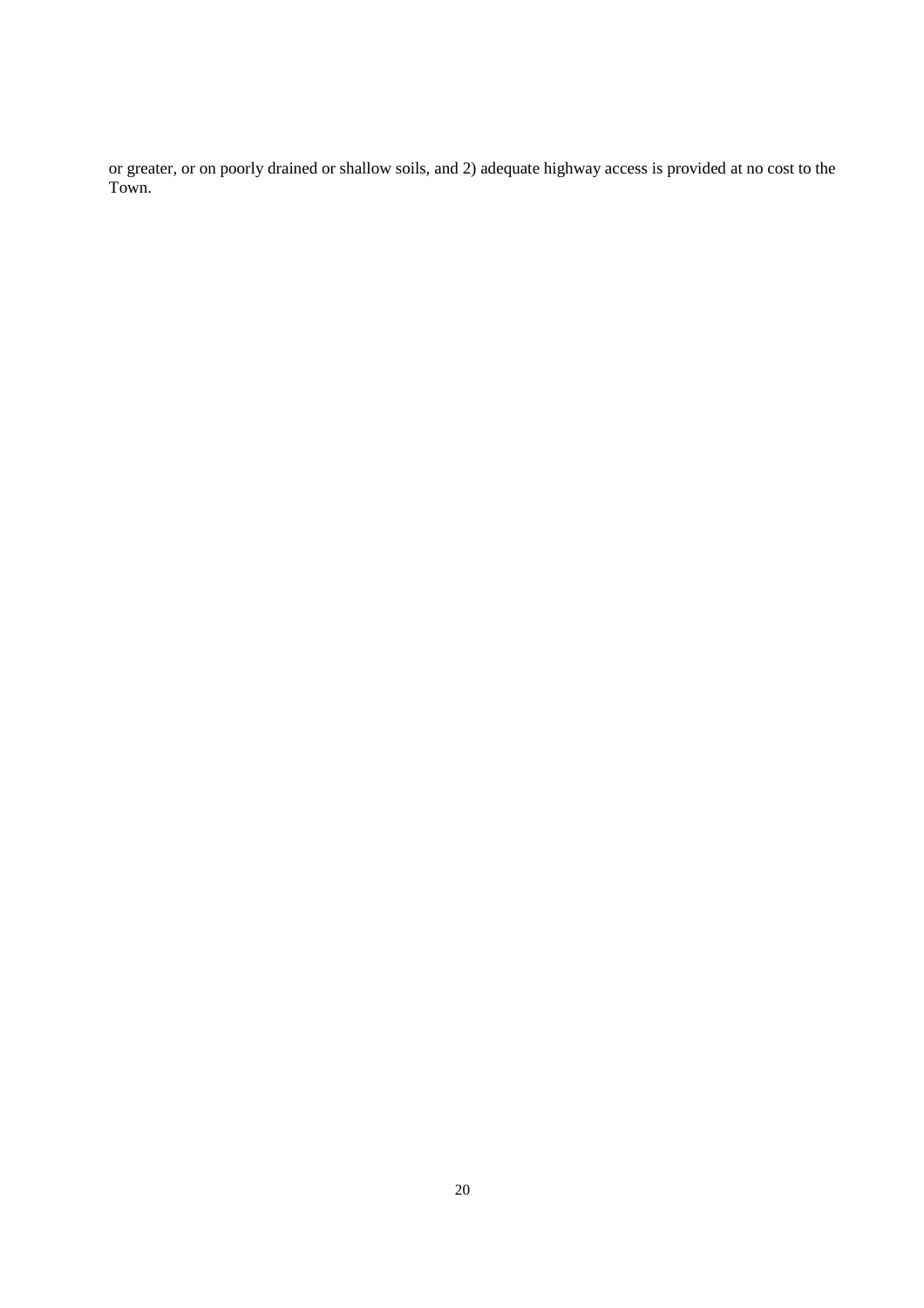or greater, or on poorly drained or shallow soils, and 2) adequate highway access is provided at no cost to the Town.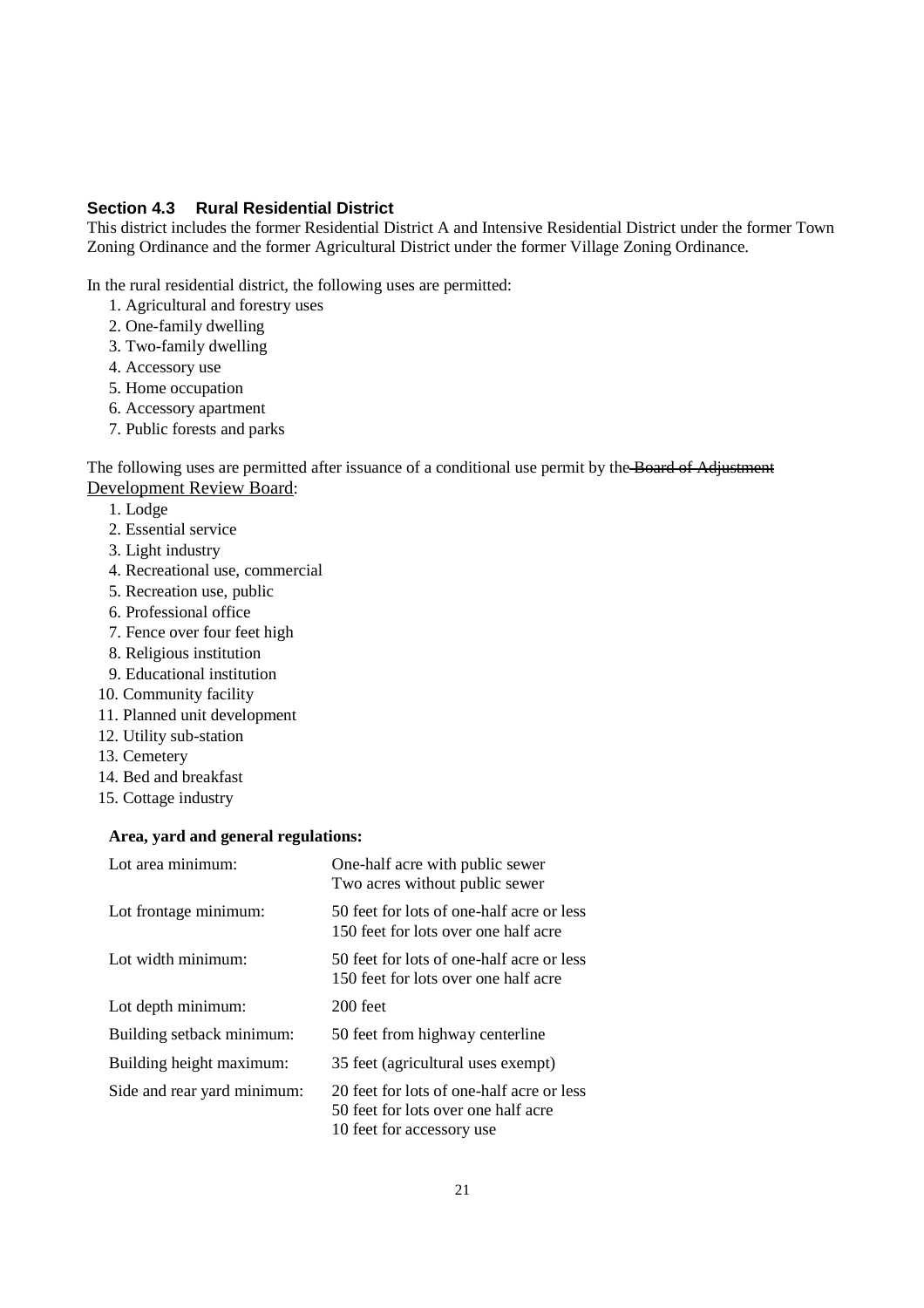### Section 4.3 Rural Residential District

This district includes the former Residential District A and Intensive Residential District under the former Town Zoning Ordinance and the former Agricultural District under the former Village Zoning Ordinance.

In the rural residential district, the following uses are permitted:

1. Agricultural and forestry uses
2. One-family dwelling
3. Two-family dwelling
4. Accessory use
5. Home occupation
6. Accessory apartment
7. Public forests and parks

The following uses are permitted after issuance of a conditional use permit by the ~~Board of Adjustment~~ <u>Development Review Board</u>:

1. Lodge
2. Essential service
3. Light industry
4. Recreational use, commercial
5. Recreation use, public
6. Professional office
7. Fence over four feet high
8. Religious institution
9. Educational institution
10. Community facility
11. Planned unit development
12. Utility sub-station
13. Cemetery
14. Bed and breakfast
15. Cottage industry

**Area, yard and general regulations:**

| | |
|---|---|
| Lot area minimum: | One-half acre with public sewer<br>Two acres without public sewer |
| Lot frontage minimum: | 50 feet for lots of one-half acre or less<br>150 feet for lots over one half acre |
| Lot width minimum: | 50 feet for lots of one-half acre or less<br>150 feet for lots over one half acre |
| Lot depth minimum: | 200 feet |
| Building setback minimum: | 50 feet from highway centerline |
| Building height maximum: | 35 feet (agricultural uses exempt) |
| Side and rear yard minimum: | 20 feet for lots of one-half acre or less<br>50 feet for lots over one half acre<br>10 feet for accessory use |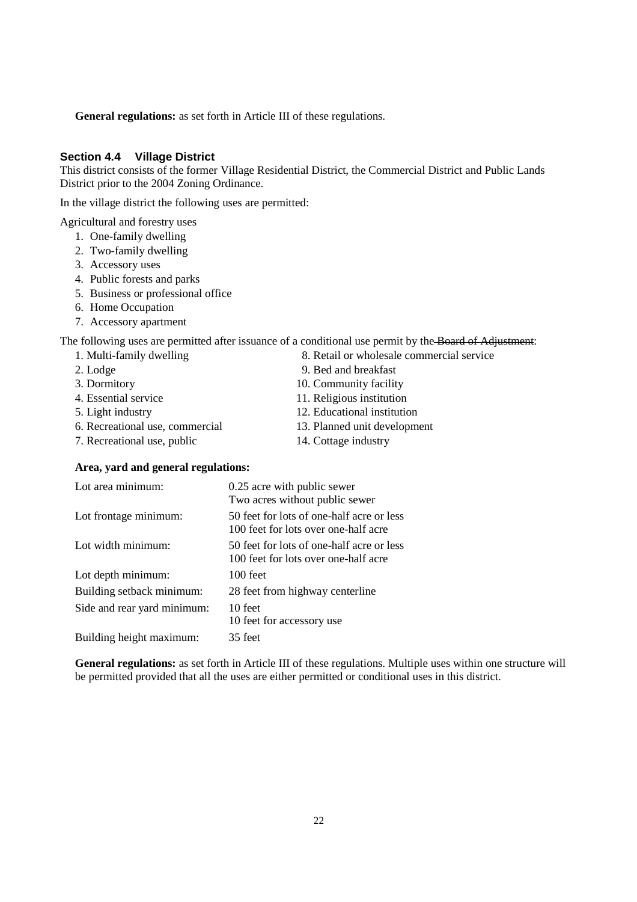**General regulations:** as set forth in Article III of these regulations.

### Section 4.4 Village District

This district consists of the former Village Residential District, the Commercial District and Public Lands District prior to the 2004 Zoning Ordinance.

In the village district the following uses are permitted:

Agricultural and forestry uses

1. One-family dwelling
2. Two-family dwelling
3. Accessory uses
4. Public forests and parks
5. Business or professional office
6. Home Occupation
7. Accessory apartment

The following uses are permitted after issuance of a conditional use permit by the ~~Board of Adjustment~~:

1. Multi-family dwelling
2. Lodge
3. Dormitory
4. Essential service
5. Light industry
6. Recreational use, commercial
7. Recreational use, public
8. Retail or wholesale commercial service
9. Bed and breakfast
10. Community facility
11. Religious institution
12. Educational institution
13. Planned unit development
14. Cottage industry

**Area, yard and general regulations:**

| | |
|---|---|
| Lot area minimum: | 0.25 acre with public sewer<br>Two acres without public sewer |
| Lot frontage minimum: | 50 feet for lots of one-half acre or less<br>100 feet for lots over one-half acre |
| Lot width minimum: | 50 feet for lots of one-half acre or less<br>100 feet for lots over one-half acre |
| Lot depth minimum: | 100 feet |
| Building setback minimum: | 28 feet from highway centerline |
| Side and rear yard minimum: | 10 feet<br>10 feet for accessory use |
| Building height maximum: | 35 feet |

**General regulations:** as set forth in Article III of these regulations. Multiple uses within one structure will be permitted provided that all the uses are either permitted or conditional uses in this district.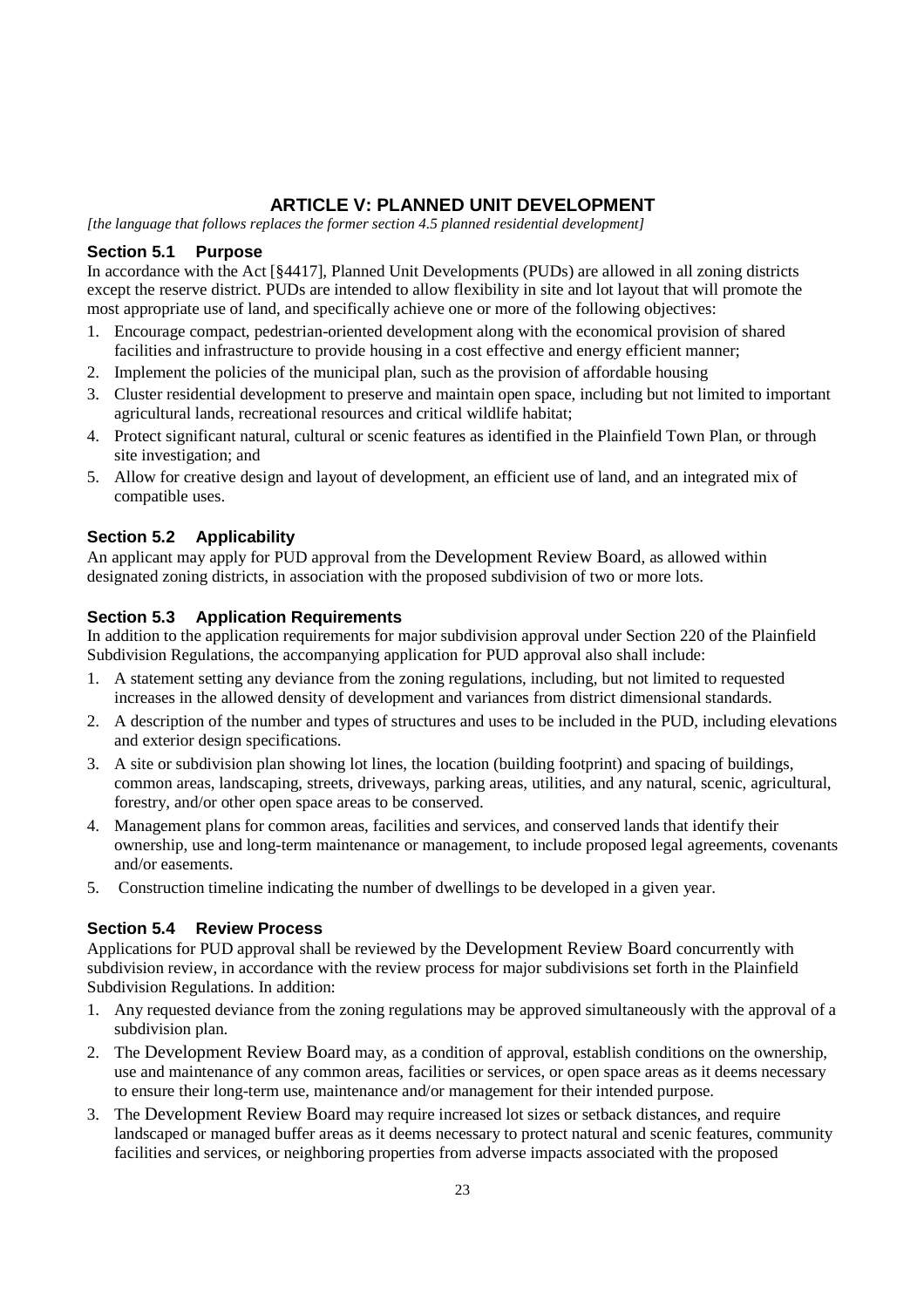# ARTICLE V: PLANNED UNIT DEVELOPMENT

*[the language that follows replaces the former section 4.5 planned residential development]*

### Section 5.1 Purpose

In accordance with the Act [§4417], Planned Unit Developments (PUDs) are allowed in all zoning districts except the reserve district. PUDs are intended to allow flexibility in site and lot layout that will promote the most appropriate use of land, and specifically achieve one or more of the following objectives:

1. Encourage compact, pedestrian-oriented development along with the economical provision of shared facilities and infrastructure to provide housing in a cost effective and energy efficient manner;
2. Implement the policies of the municipal plan, such as the provision of affordable housing
3. Cluster residential development to preserve and maintain open space, including but not limited to important agricultural lands, recreational resources and critical wildlife habitat;
4. Protect significant natural, cultural or scenic features as identified in the Plainfield Town Plan, or through site investigation; and
5. Allow for creative design and layout of development, an efficient use of land, and an integrated mix of compatible uses.

### Section 5.2 Applicability

An applicant may apply for PUD approval from the Development Review Board, as allowed within designated zoning districts, in association with the proposed subdivision of two or more lots.

### Section 5.3 Application Requirements

In addition to the application requirements for major subdivision approval under Section 220 of the Plainfield Subdivision Regulations, the accompanying application for PUD approval also shall include:

1. A statement setting any deviance from the zoning regulations, including, but not limited to requested increases in the allowed density of development and variances from district dimensional standards.
2. A description of the number and types of structures and uses to be included in the PUD, including elevations and exterior design specifications.
3. A site or subdivision plan showing lot lines, the location (building footprint) and spacing of buildings, common areas, landscaping, streets, driveways, parking areas, utilities, and any natural, scenic, agricultural, forestry, and/or other open space areas to be conserved.
4. Management plans for common areas, facilities and services, and conserved lands that identify their ownership, use and long-term maintenance or management, to include proposed legal agreements, covenants and/or easements.
5. Construction timeline indicating the number of dwellings to be developed in a given year.

### Section 5.4 Review Process

Applications for PUD approval shall be reviewed by the Development Review Board concurrently with subdivision review, in accordance with the review process for major subdivisions set forth in the Plainfield Subdivision Regulations. In addition:

1. Any requested deviance from the zoning regulations may be approved simultaneously with the approval of a subdivision plan.
2. The Development Review Board may, as a condition of approval, establish conditions on the ownership, use and maintenance of any common areas, facilities or services, or open space areas as it deems necessary to ensure their long-term use, maintenance and/or management for their intended purpose.
3. The Development Review Board may require increased lot sizes or setback distances, and require landscaped or managed buffer areas as it deems necessary to protect natural and scenic features, community facilities and services, or neighboring properties from adverse impacts associated with the proposed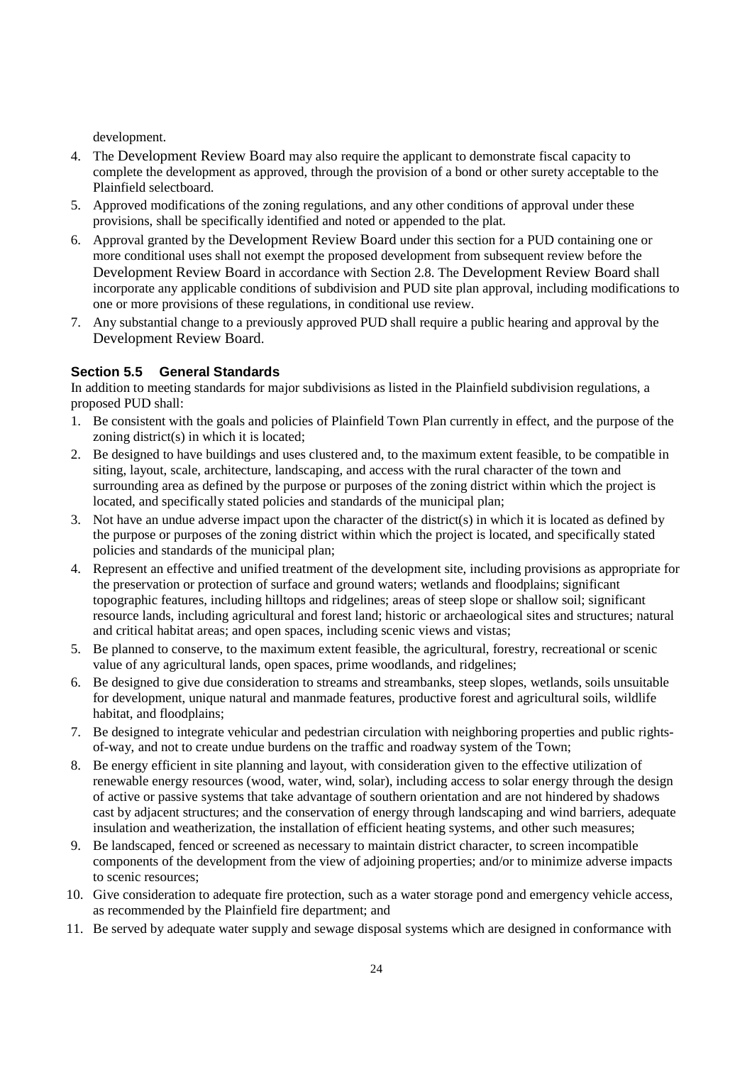development.

4. The Development Review Board may also require the applicant to demonstrate fiscal capacity to complete the development as approved, through the provision of a bond or other surety acceptable to the Plainfield selectboard.
5. Approved modifications of the zoning regulations, and any other conditions of approval under these provisions, shall be specifically identified and noted or appended to the plat.
6. Approval granted by the Development Review Board under this section for a PUD containing one or more conditional uses shall not exempt the proposed development from subsequent review before the Development Review Board in accordance with Section 2.8. The Development Review Board shall incorporate any applicable conditions of subdivision and PUD site plan approval, including modifications to one or more provisions of these regulations, in conditional use review.
7. Any substantial change to a previously approved PUD shall require a public hearing and approval by the Development Review Board.

### Section 5.5 General Standards

In addition to meeting standards for major subdivisions as listed in the Plainfield subdivision regulations, a proposed PUD shall:

1. Be consistent with the goals and policies of Plainfield Town Plan currently in effect, and the purpose of the zoning district(s) in which it is located;
2. Be designed to have buildings and uses clustered and, to the maximum extent feasible, to be compatible in siting, layout, scale, architecture, landscaping, and access with the rural character of the town and surrounding area as defined by the purpose or purposes of the zoning district within which the project is located, and specifically stated policies and standards of the municipal plan;
3. Not have an undue adverse impact upon the character of the district(s) in which it is located as defined by the purpose or purposes of the zoning district within which the project is located, and specifically stated policies and standards of the municipal plan;
4. Represent an effective and unified treatment of the development site, including provisions as appropriate for the preservation or protection of surface and ground waters; wetlands and floodplains; significant topographic features, including hilltops and ridgelines; areas of steep slope or shallow soil; significant resource lands, including agricultural and forest land; historic or archaeological sites and structures; natural and critical habitat areas; and open spaces, including scenic views and vistas;
5. Be planned to conserve, to the maximum extent feasible, the agricultural, forestry, recreational or scenic value of any agricultural lands, open spaces, prime woodlands, and ridgelines;
6. Be designed to give due consideration to streams and streambanks, steep slopes, wetlands, soils unsuitable for development, unique natural and manmade features, productive forest and agricultural soils, wildlife habitat, and floodplains;
7. Be designed to integrate vehicular and pedestrian circulation with neighboring properties and public rights-of-way, and not to create undue burdens on the traffic and roadway system of the Town;
8. Be energy efficient in site planning and layout, with consideration given to the effective utilization of renewable energy resources (wood, water, wind, solar), including access to solar energy through the design of active or passive systems that take advantage of southern orientation and are not hindered by shadows cast by adjacent structures; and the conservation of energy through landscaping and wind barriers, adequate insulation and weatherization, the installation of efficient heating systems, and other such measures;
9. Be landscaped, fenced or screened as necessary to maintain district character, to screen incompatible components of the development from the view of adjoining properties; and/or to minimize adverse impacts to scenic resources;
10. Give consideration to adequate fire protection, such as a water storage pond and emergency vehicle access, as recommended by the Plainfield fire department; and
11. Be served by adequate water supply and sewage disposal systems which are designed in conformance with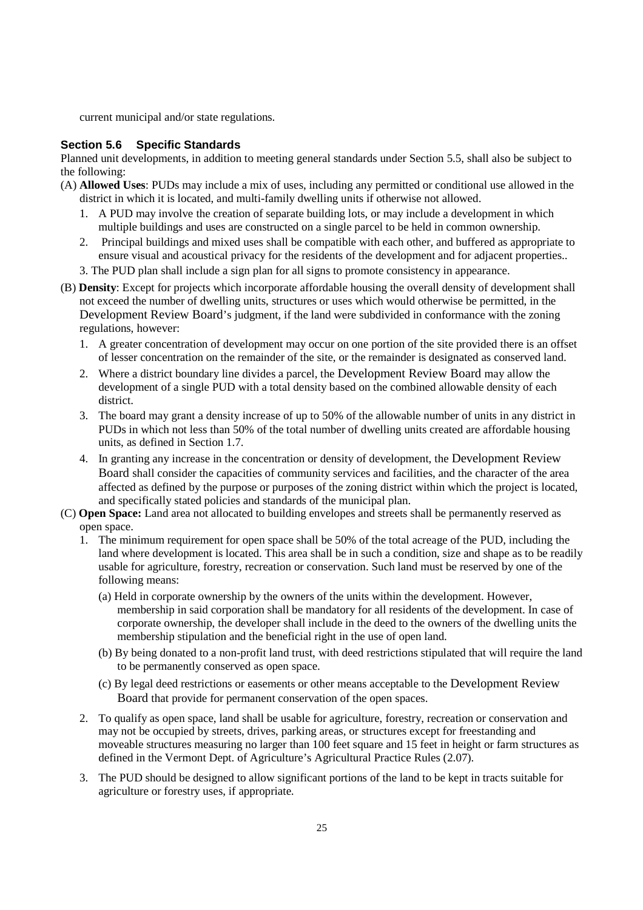current municipal and/or state regulations.

### Section 5.6 Specific Standards

Planned unit developments, in addition to meeting general standards under Section 5.5, shall also be subject to the following:

(A) **Allowed Uses**: PUDs may include a mix of uses, including any permitted or conditional use allowed in the district in which it is located, and multi-family dwelling units if otherwise not allowed.

1. A PUD may involve the creation of separate building lots, or may include a development in which multiple buildings and uses are constructed on a single parcel to be held in common ownership.
2. Principal buildings and mixed uses shall be compatible with each other, and buffered as appropriate to ensure visual and acoustical privacy for the residents of the development and for adjacent properties..
3. The PUD plan shall include a sign plan for all signs to promote consistency in appearance.

(B) **Density**: Except for projects which incorporate affordable housing the overall density of development shall not exceed the number of dwelling units, structures or uses which would otherwise be permitted, in the Development Review Board's judgment, if the land were subdivided in conformance with the zoning regulations, however:

1. A greater concentration of development may occur on one portion of the site provided there is an offset of lesser concentration on the remainder of the site, or the remainder is designated as conserved land.
2. Where a district boundary line divides a parcel, the Development Review Board may allow the development of a single PUD with a total density based on the combined allowable density of each district.
3. The board may grant a density increase of up to 50% of the allowable number of units in any district in PUDs in which not less than 50% of the total number of dwelling units created are affordable housing units, as defined in Section 1.7.
4. In granting any increase in the concentration or density of development, the Development Review Board shall consider the capacities of community services and facilities, and the character of the area affected as defined by the purpose or purposes of the zoning district within which the project is located, and specifically stated policies and standards of the municipal plan.

(C) **Open Space:** Land area not allocated to building envelopes and streets shall be permanently reserved as open space.

1. The minimum requirement for open space shall be 50% of the total acreage of the PUD, including the land where development is located. This area shall be in such a condition, size and shape as to be readily usable for agriculture, forestry, recreation or conservation. Such land must be reserved by one of the following means:
   - (a) Held in corporate ownership by the owners of the units within the development. However, membership in said corporation shall be mandatory for all residents of the development. In case of corporate ownership, the developer shall include in the deed to the owners of the dwelling units the membership stipulation and the beneficial right in the use of open land.
   - (b) By being donated to a non-profit land trust, with deed restrictions stipulated that will require the land to be permanently conserved as open space.
   - (c) By legal deed restrictions or easements or other means acceptable to the Development Review Board that provide for permanent conservation of the open spaces.
2. To qualify as open space, land shall be usable for agriculture, forestry, recreation or conservation and may not be occupied by streets, drives, parking areas, or structures except for freestanding and moveable structures measuring no larger than 100 feet square and 15 feet in height or farm structures as defined in the Vermont Dept. of Agriculture's Agricultural Practice Rules (2.07).
3. The PUD should be designed to allow significant portions of the land to be kept in tracts suitable for agriculture or forestry uses, if appropriate.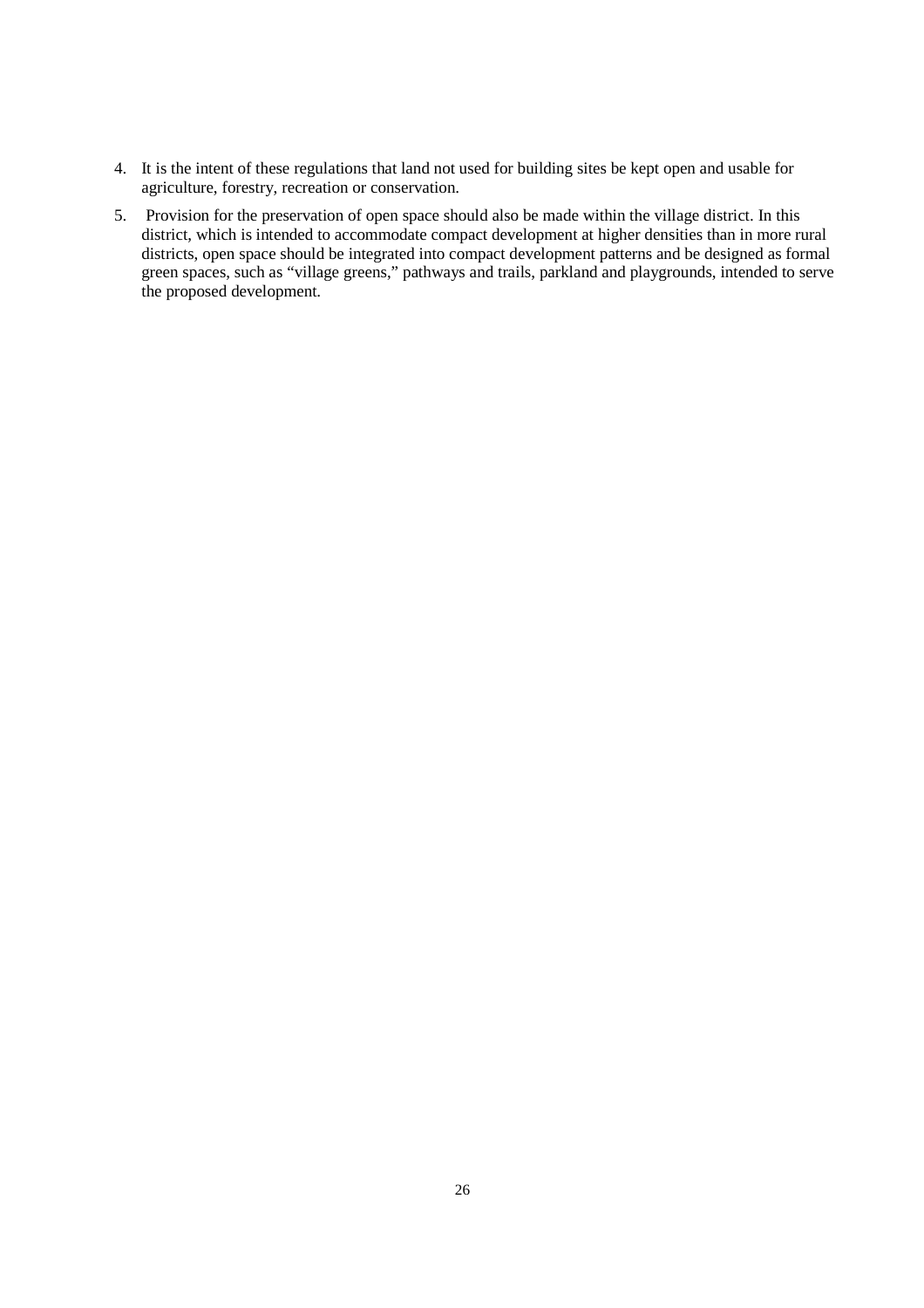4. It is the intent of these regulations that land not used for building sites be kept open and usable for agriculture, forestry, recreation or conservation.
5. Provision for the preservation of open space should also be made within the village district. In this district, which is intended to accommodate compact development at higher densities than in more rural districts, open space should be integrated into compact development patterns and be designed as formal green spaces, such as "village greens," pathways and trails, parkland and playgrounds, intended to serve the proposed development.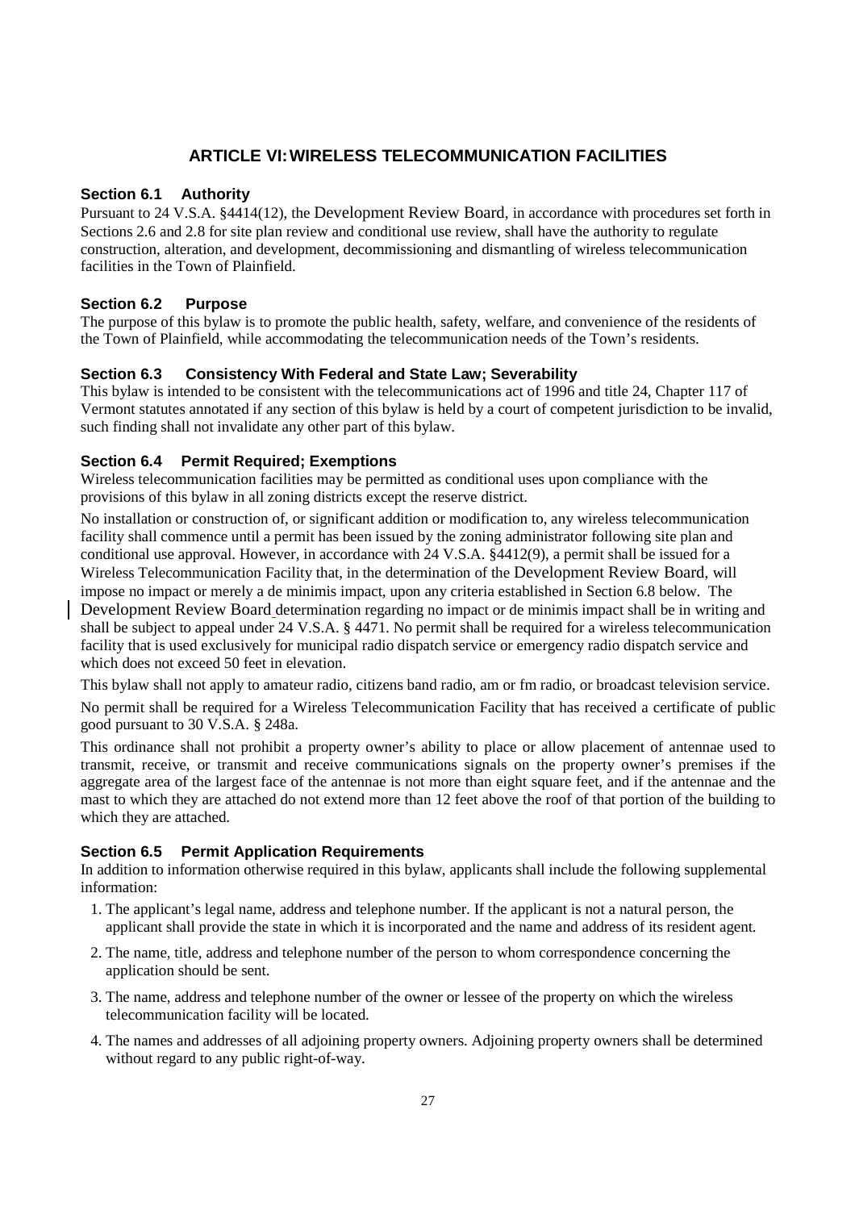# ARTICLE VI: WIRELESS TELECOMMUNICATION FACILITIES

### Section 6.1 Authority

Pursuant to 24 V.S.A. §4414(12), the Development Review Board, in accordance with procedures set forth in Sections 2.6 and 2.8 for site plan review and conditional use review, shall have the authority to regulate construction, alteration, and development, decommissioning and dismantling of wireless telecommunication facilities in the Town of Plainfield.

### Section 6.2 Purpose

The purpose of this bylaw is to promote the public health, safety, welfare, and convenience of the residents of the Town of Plainfield, while accommodating the telecommunication needs of the Town's residents.

### Section 6.3 Consistency With Federal and State Law; Severability

This bylaw is intended to be consistent with the telecommunications act of 1996 and title 24, Chapter 117 of Vermont statutes annotated if any section of this bylaw is held by a court of competent jurisdiction to be invalid, such finding shall not invalidate any other part of this bylaw.

### Section 6.4 Permit Required; Exemptions

Wireless telecommunication facilities may be permitted as conditional uses upon compliance with the provisions of this bylaw in all zoning districts except the reserve district.

No installation or construction of, or significant addition or modification to, any wireless telecommunication facility shall commence until a permit has been issued by the zoning administrator following site plan and conditional use approval. However, in accordance with 24 V.S.A. §4412(9), a permit shall be issued for a Wireless Telecommunication Facility that, in the determination of the Development Review Board, will impose no impact or merely a de minimis impact, upon any criteria established in Section 6.8 below. The Development Review Board determination regarding no impact or de minimis impact shall be in writing and shall be subject to appeal under 24 V.S.A. § 4471. No permit shall be required for a wireless telecommunication facility that is used exclusively for municipal radio dispatch service or emergency radio dispatch service and which does not exceed 50 feet in elevation.

This bylaw shall not apply to amateur radio, citizens band radio, am or fm radio, or broadcast television service.

No permit shall be required for a Wireless Telecommunication Facility that has received a certificate of public good pursuant to 30 V.S.A. § 248a.

This ordinance shall not prohibit a property owner's ability to place or allow placement of antennae used to transmit, receive, or transmit and receive communications signals on the property owner's premises if the aggregate area of the largest face of the antennae is not more than eight square feet, and if the antennae and the mast to which they are attached do not extend more than 12 feet above the roof of that portion of the building to which they are attached.

### Section 6.5 Permit Application Requirements

In addition to information otherwise required in this bylaw, applicants shall include the following supplemental information:

1. The applicant's legal name, address and telephone number. If the applicant is not a natural person, the applicant shall provide the state in which it is incorporated and the name and address of its resident agent.
2. The name, title, address and telephone number of the person to whom correspondence concerning the application should be sent.
3. The name, address and telephone number of the owner or lessee of the property on which the wireless telecommunication facility will be located.
4. The names and addresses of all adjoining property owners. Adjoining property owners shall be determined without regard to any public right-of-way.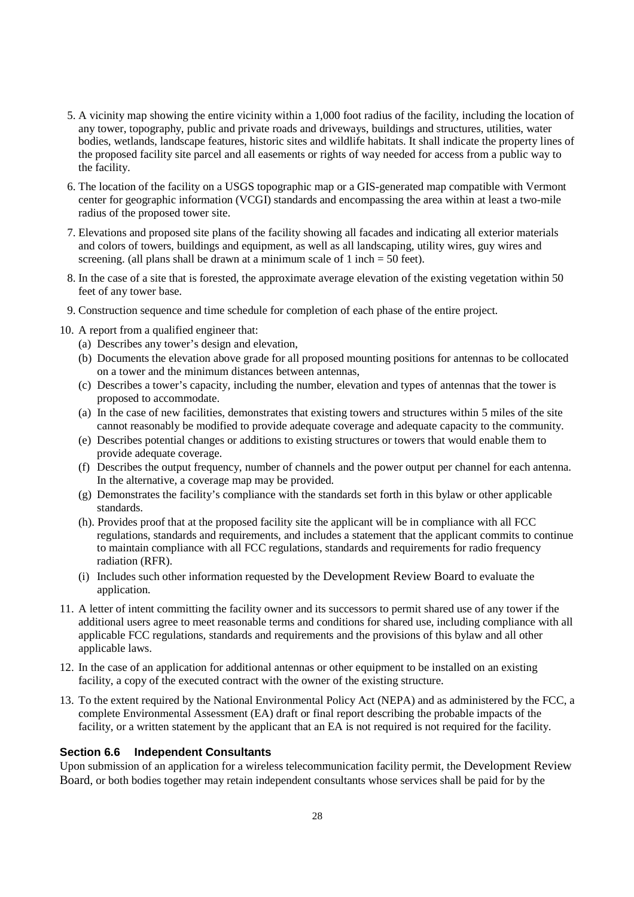5. A vicinity map showing the entire vicinity within a 1,000 foot radius of the facility, including the location of any tower, topography, public and private roads and driveways, buildings and structures, utilities, water bodies, wetlands, landscape features, historic sites and wildlife habitats. It shall indicate the property lines of the proposed facility site parcel and all easements or rights of way needed for access from a public way to the facility.

6. The location of the facility on a USGS topographic map or a GIS-generated map compatible with Vermont center for geographic information (VCGI) standards and encompassing the area within at least a two-mile radius of the proposed tower site.

7. Elevations and proposed site plans of the facility showing all facades and indicating all exterior materials and colors of towers, buildings and equipment, as well as all landscaping, utility wires, guy wires and screening. (all plans shall be drawn at a minimum scale of 1 inch = 50 feet).

8. In the case of a site that is forested, the approximate average elevation of the existing vegetation within 50 feet of any tower base.

9. Construction sequence and time schedule for completion of each phase of the entire project.

10. A report from a qualified engineer that:
    - (a) Describes any tower's design and elevation,
    - (b) Documents the elevation above grade for all proposed mounting positions for antennas to be collocated on a tower and the minimum distances between antennas,
    - (c) Describes a tower's capacity, including the number, elevation and types of antennas that the tower is proposed to accommodate.
    - (a) In the case of new facilities, demonstrates that existing towers and structures within 5 miles of the site cannot reasonably be modified to provide adequate coverage and adequate capacity to the community.
    - (e) Describes potential changes or additions to existing structures or towers that would enable them to provide adequate coverage.
    - (f) Describes the output frequency, number of channels and the power output per channel for each antenna. In the alternative, a coverage map may be provided.
    - (g) Demonstrates the facility's compliance with the standards set forth in this bylaw or other applicable standards.
    - (h). Provides proof that at the proposed facility site the applicant will be in compliance with all FCC regulations, standards and requirements, and includes a statement that the applicant commits to continue to maintain compliance with all FCC regulations, standards and requirements for radio frequency radiation (RFR).
    - (i) Includes such other information requested by the Development Review Board to evaluate the application.

11. A letter of intent committing the facility owner and its successors to permit shared use of any tower if the additional users agree to meet reasonable terms and conditions for shared use, including compliance with all applicable FCC regulations, standards and requirements and the provisions of this bylaw and all other applicable laws.

12. In the case of an application for additional antennas or other equipment to be installed on an existing facility, a copy of the executed contract with the owner of the existing structure.

13. To the extent required by the National Environmental Policy Act (NEPA) and as administered by the FCC, a complete Environmental Assessment (EA) draft or final report describing the probable impacts of the facility, or a written statement by the applicant that an EA is not required is not required for the facility.

### Section 6.6 Independent Consultants

Upon submission of an application for a wireless telecommunication facility permit, the Development Review Board, or both bodies together may retain independent consultants whose services shall be paid for by the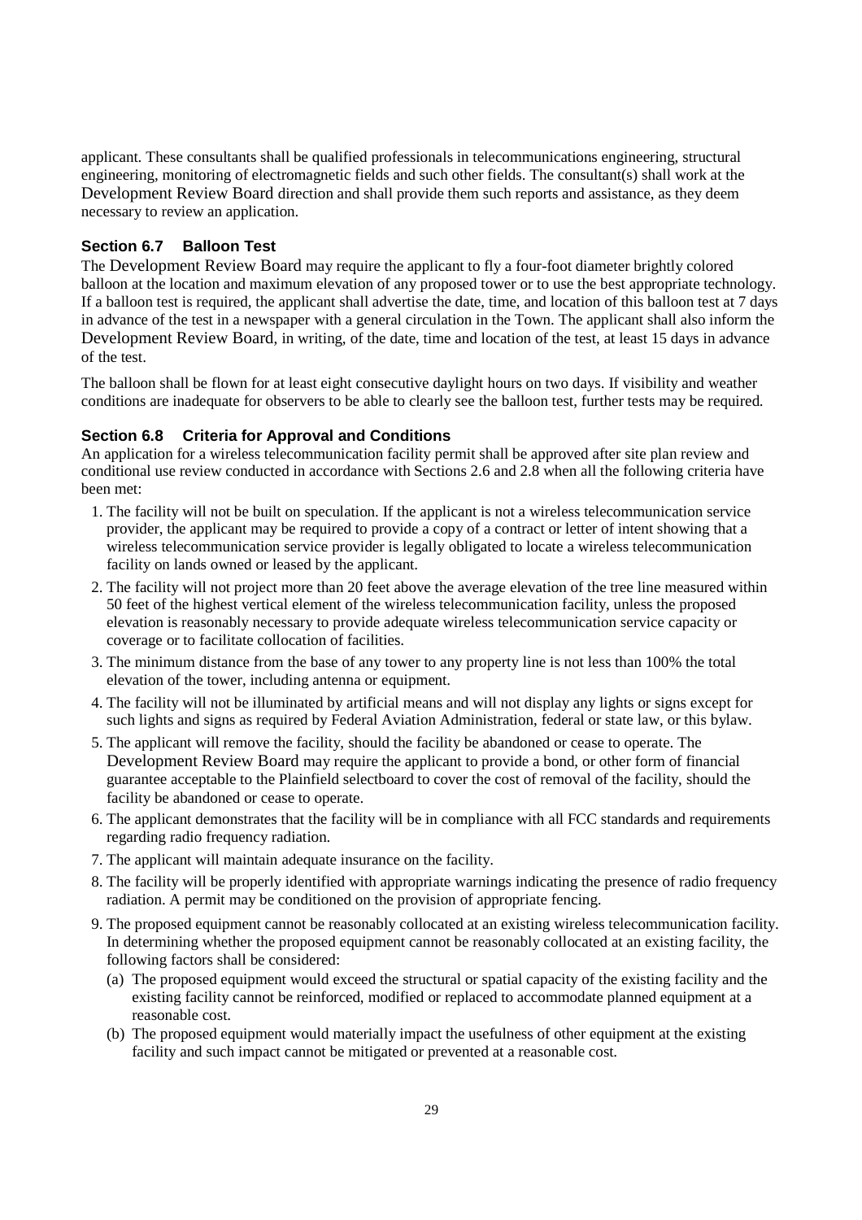applicant. These consultants shall be qualified professionals in telecommunications engineering, structural engineering, monitoring of electromagnetic fields and such other fields. The consultant(s) shall work at the Development Review Board direction and shall provide them such reports and assistance, as they deem necessary to review an application.

### Section 6.7 Balloon Test

The Development Review Board may require the applicant to fly a four-foot diameter brightly colored balloon at the location and maximum elevation of any proposed tower or to use the best appropriate technology. If a balloon test is required, the applicant shall advertise the date, time, and location of this balloon test at 7 days in advance of the test in a newspaper with a general circulation in the Town. The applicant shall also inform the Development Review Board, in writing, of the date, time and location of the test, at least 15 days in advance of the test.

The balloon shall be flown for at least eight consecutive daylight hours on two days. If visibility and weather conditions are inadequate for observers to be able to clearly see the balloon test, further tests may be required.

### Section 6.8 Criteria for Approval and Conditions

An application for a wireless telecommunication facility permit shall be approved after site plan review and conditional use review conducted in accordance with Sections 2.6 and 2.8 when all the following criteria have been met:

1. The facility will not be built on speculation. If the applicant is not a wireless telecommunication service provider, the applicant may be required to provide a copy of a contract or letter of intent showing that a wireless telecommunication service provider is legally obligated to locate a wireless telecommunication facility on lands owned or leased by the applicant.
2. The facility will not project more than 20 feet above the average elevation of the tree line measured within 50 feet of the highest vertical element of the wireless telecommunication facility, unless the proposed elevation is reasonably necessary to provide adequate wireless telecommunication service capacity or coverage or to facilitate collocation of facilities.
3. The minimum distance from the base of any tower to any property line is not less than 100% the total elevation of the tower, including antenna or equipment.
4. The facility will not be illuminated by artificial means and will not display any lights or signs except for such lights and signs as required by Federal Aviation Administration, federal or state law, or this bylaw.
5. The applicant will remove the facility, should the facility be abandoned or cease to operate. The Development Review Board may require the applicant to provide a bond, or other form of financial guarantee acceptable to the Plainfield selectboard to cover the cost of removal of the facility, should the facility be abandoned or cease to operate.
6. The applicant demonstrates that the facility will be in compliance with all FCC standards and requirements regarding radio frequency radiation.
7. The applicant will maintain adequate insurance on the facility.
8. The facility will be properly identified with appropriate warnings indicating the presence of radio frequency radiation. A permit may be conditioned on the provision of appropriate fencing.
9. The proposed equipment cannot be reasonably collocated at an existing wireless telecommunication facility. In determining whether the proposed equipment cannot be reasonably collocated at an existing facility, the following factors shall be considered:
   (a) The proposed equipment would exceed the structural or spatial capacity of the existing facility and the existing facility cannot be reinforced, modified or replaced to accommodate planned equipment at a reasonable cost.
   (b) The proposed equipment would materially impact the usefulness of other equipment at the existing facility and such impact cannot be mitigated or prevented at a reasonable cost.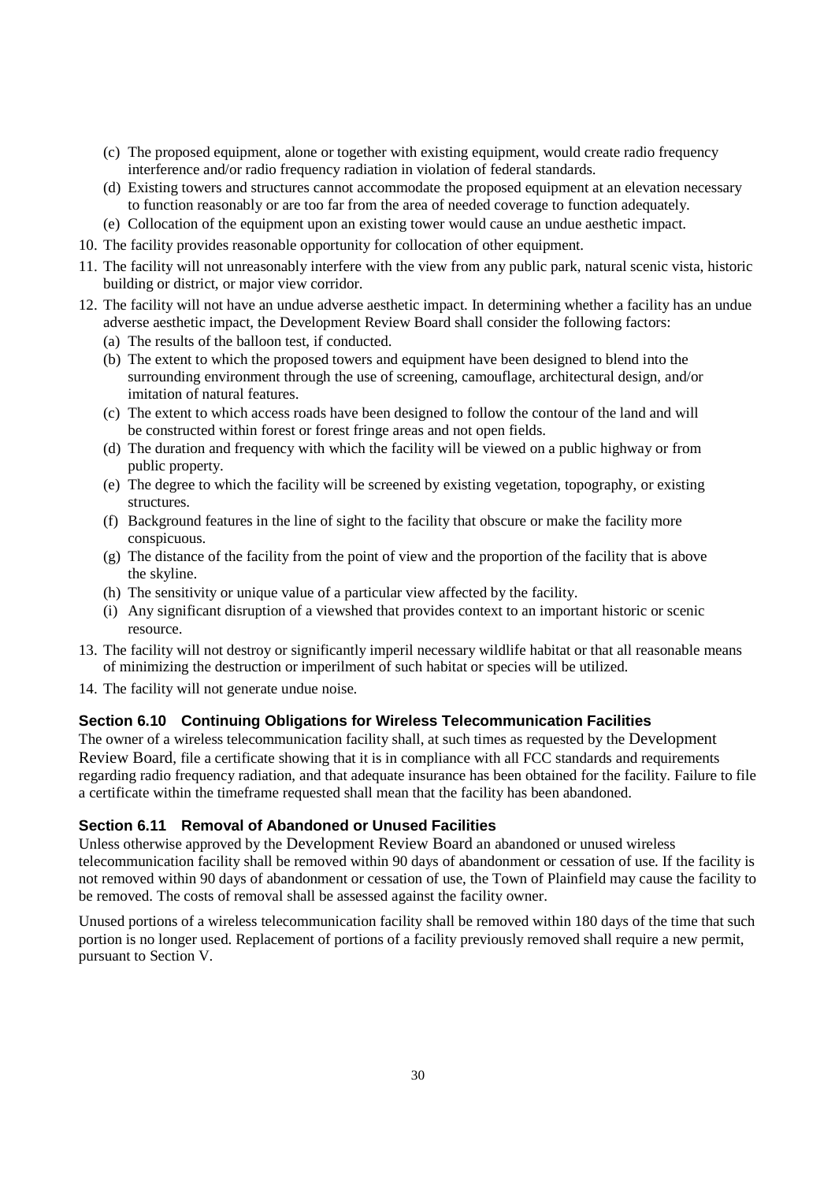(c) The proposed equipment, alone or together with existing equipment, would create radio frequency interference and/or radio frequency radiation in violation of federal standards.
(d) Existing towers and structures cannot accommodate the proposed equipment at an elevation necessary to function reasonably or are too far from the area of needed coverage to function adequately.
(e) Collocation of the equipment upon an existing tower would cause an undue aesthetic impact.

10. The facility provides reasonable opportunity for collocation of other equipment.
11. The facility will not unreasonably interfere with the view from any public park, natural scenic vista, historic building or district, or major view corridor.
12. The facility will not have an undue adverse aesthetic impact. In determining whether a facility has an undue adverse aesthetic impact, the Development Review Board shall consider the following factors:
    (a) The results of the balloon test, if conducted.
    (b) The extent to which the proposed towers and equipment have been designed to blend into the surrounding environment through the use of screening, camouflage, architectural design, and/or imitation of natural features.
    (c) The extent to which access roads have been designed to follow the contour of the land and will be constructed within forest or forest fringe areas and not open fields.
    (d) The duration and frequency with which the facility will be viewed on a public highway or from public property.
    (e) The degree to which the facility will be screened by existing vegetation, topography, or existing structures.
    (f) Background features in the line of sight to the facility that obscure or make the facility more conspicuous.
    (g) The distance of the facility from the point of view and the proportion of the facility that is above the skyline.
    (h) The sensitivity or unique value of a particular view affected by the facility.
    (i) Any significant disruption of a viewshed that provides context to an important historic or scenic resource.
13. The facility will not destroy or significantly imperil necessary wildlife habitat or that all reasonable means of minimizing the destruction or imperilment of such habitat or species will be utilized.
14. The facility will not generate undue noise.

### Section 6.10 Continuing Obligations for Wireless Telecommunication Facilities

The owner of a wireless telecommunication facility shall, at such times as requested by the Development Review Board, file a certificate showing that it is in compliance with all FCC standards and requirements regarding radio frequency radiation, and that adequate insurance has been obtained for the facility. Failure to file a certificate within the timeframe requested shall mean that the facility has been abandoned.

### Section 6.11 Removal of Abandoned or Unused Facilities

Unless otherwise approved by the Development Review Board an abandoned or unused wireless telecommunication facility shall be removed within 90 days of abandonment or cessation of use. If the facility is not removed within 90 days of abandonment or cessation of use, the Town of Plainfield may cause the facility to be removed. The costs of removal shall be assessed against the facility owner.

Unused portions of a wireless telecommunication facility shall be removed within 180 days of the time that such portion is no longer used. Replacement of portions of a facility previously removed shall require a new permit, pursuant to Section V.